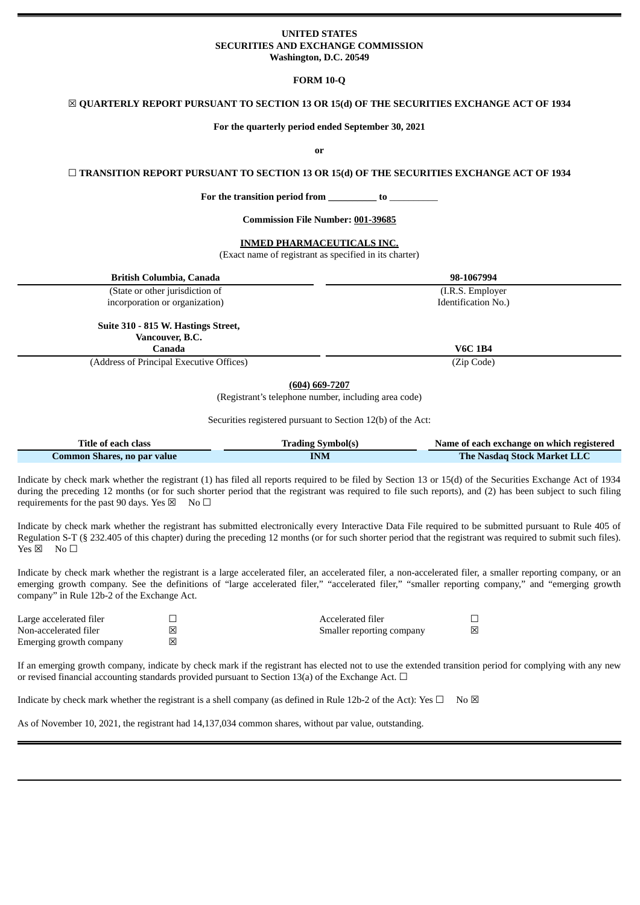**UNITED STATES**
**SECURITIES AND EXCHANGE COMMISSION**
**Washington, D.C. 20549**

**FORM 10-Q**

☒ **QUARTERLY REPORT PURSUANT TO SECTION 13 OR 15(d) OF THE SECURITIES EXCHANGE ACT OF 1934**

**For the quarterly period ended September 30, 2021**

**or**

☐ **TRANSITION REPORT PURSUANT TO SECTION 13 OR 15(d) OF THE SECURITIES EXCHANGE ACT OF 1934**

**For the transition period from __________ to __________**

**Commission File Number: 001-39685**

**INMED PHARMACEUTICALS INC.**
(Exact name of registrant as specified in its charter)

| **British Columbia, Canada** | **98-1067994** |
|---|---|
| (State or other jurisdiction of incorporation or organization) | (I.R.S. Employer Identification No.) |

| **Suite 310 - 815 W. Hastings Street, Vancouver, B.C. Canada** | **V6C 1B4** |
|---|---|
| (Address of Principal Executive Offices) | (Zip Code) |

**(604) 669-7207**
(Registrant's telephone number, including area code)

Securities registered pursuant to Section 12(b) of the Act:

| Title of each class | Trading Symbol(s) | Name of each exchange on which registered |
|---|---|---|
| **Common Shares, no par value** | **INM** | **The Nasdaq Stock Market LLC** |

Indicate by check mark whether the registrant (1) has filed all reports required to be filed by Section 13 or 15(d) of the Securities Exchange Act of 1934 during the preceding 12 months (or for such shorter period that the registrant was required to file such reports), and (2) has been subject to such filing requirements for the past 90 days. Yes ☒ No ☐

Indicate by check mark whether the registrant has submitted electronically every Interactive Data File required to be submitted pursuant to Rule 405 of Regulation S-T (§ 232.405 of this chapter) during the preceding 12 months (or for such shorter period that the registrant was required to submit such files). Yes ☒ No ☐

Indicate by check mark whether the registrant is a large accelerated filer, an accelerated filer, a non-accelerated filer, a smaller reporting company, or an emerging growth company. See the definitions of "large accelerated filer," "accelerated filer," "smaller reporting company," and "emerging growth company" in Rule 12b-2 of the Exchange Act.

| | | | |
|---|---|---|---|
| Large accelerated filer | ☐ | Accelerated filer | ☐ |
| Non-accelerated filer | ☒ | Smaller reporting company | ☒ |
| Emerging growth company | ☒ | | |

If an emerging growth company, indicate by check mark if the registrant has elected not to use the extended transition period for complying with any new or revised financial accounting standards provided pursuant to Section 13(a) of the Exchange Act. ☐

Indicate by check mark whether the registrant is a shell company (as defined in Rule 12b-2 of the Act): Yes ☐ No ☒

As of November 10, 2021, the registrant had 14,137,034 common shares, without par value, outstanding.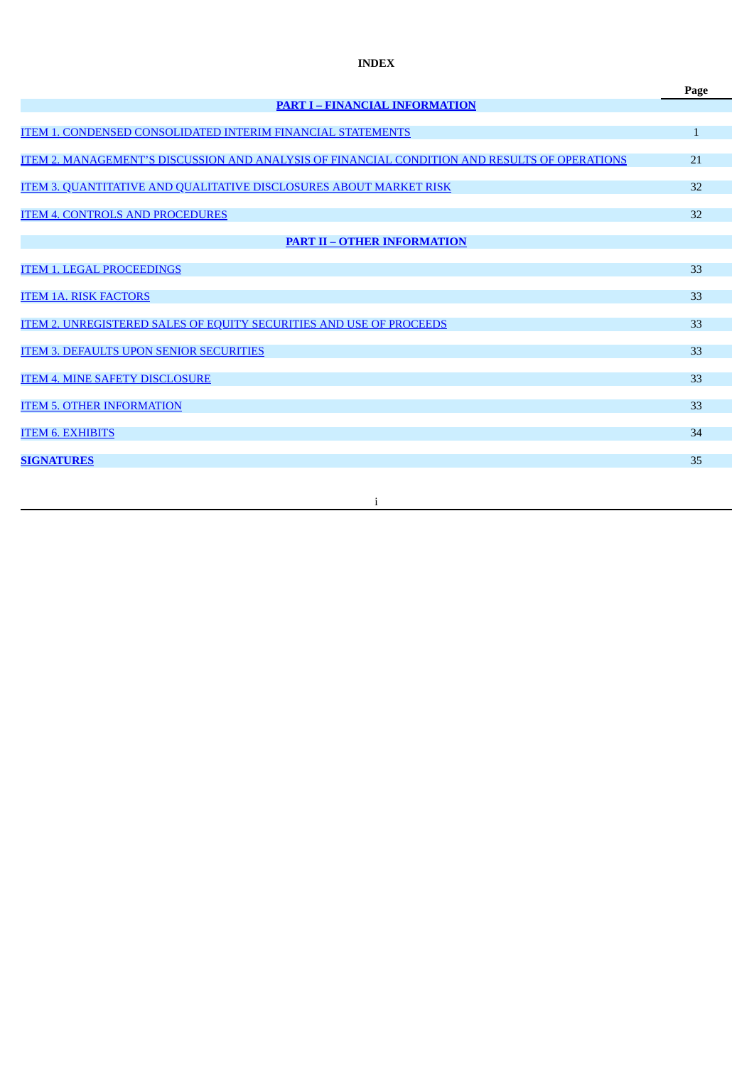# INDEX

| | Page |
|---|---|
| **PART I – FINANCIAL INFORMATION** | |
| ITEM 1. CONDENSED CONSOLIDATED INTERIM FINANCIAL STATEMENTS | 1 |
| ITEM 2. MANAGEMENT'S DISCUSSION AND ANALYSIS OF FINANCIAL CONDITION AND RESULTS OF OPERATIONS | 21 |
| ITEM 3. QUANTITATIVE AND QUALITATIVE DISCLOSURES ABOUT MARKET RISK | 32 |
| ITEM 4. CONTROLS AND PROCEDURES | 32 |
| **PART II – OTHER INFORMATION** | |
| ITEM 1. LEGAL PROCEEDINGS | 33 |
| ITEM 1A. RISK FACTORS | 33 |
| ITEM 2. UNREGISTERED SALES OF EQUITY SECURITIES AND USE OF PROCEEDS | 33 |
| ITEM 3. DEFAULTS UPON SENIOR SECURITIES | 33 |
| ITEM 4. MINE SAFETY DISCLOSURE | 33 |
| ITEM 5. OTHER INFORMATION | 33 |
| ITEM 6. EXHIBITS | 34 |
| **SIGNATURES** | 35 |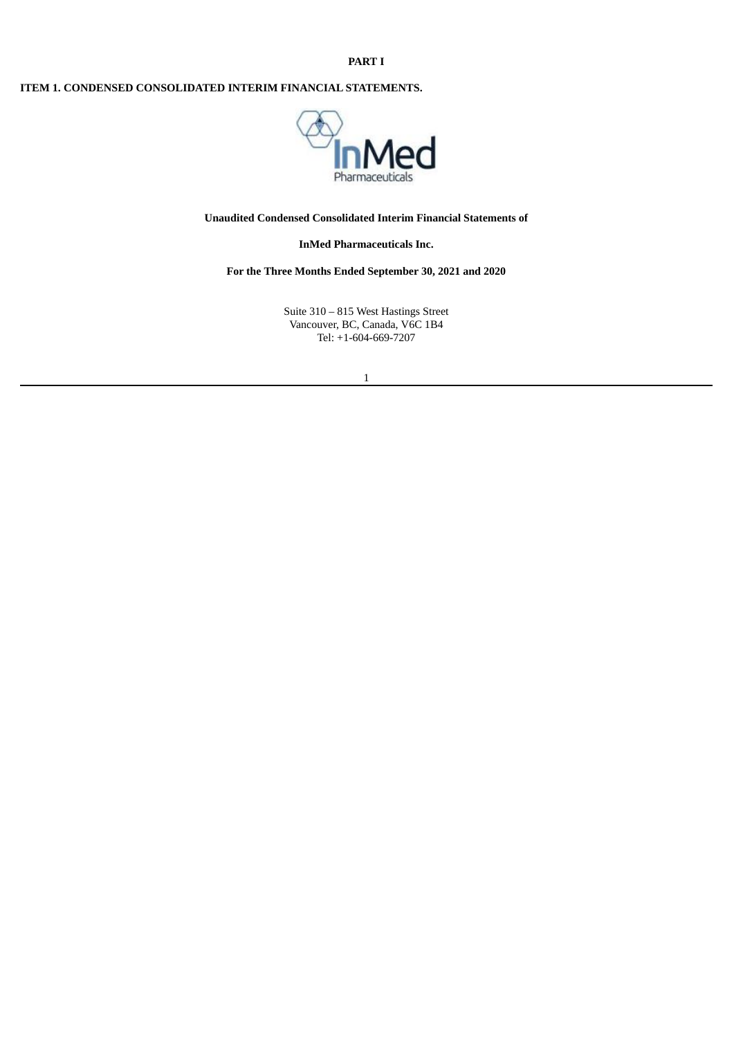**PART I**

**ITEM 1. CONDENSED CONSOLIDATED INTERIM FINANCIAL STATEMENTS.**

**Unaudited Condensed Consolidated Interim Financial Statements of**

**InMed Pharmaceuticals Inc.**

**For the Three Months Ended September 30, 2021 and 2020**

Suite 310 – 815 West Hastings Street
Vancouver, BC, Canada, V6C 1B4
Tel: +1-604-669-7207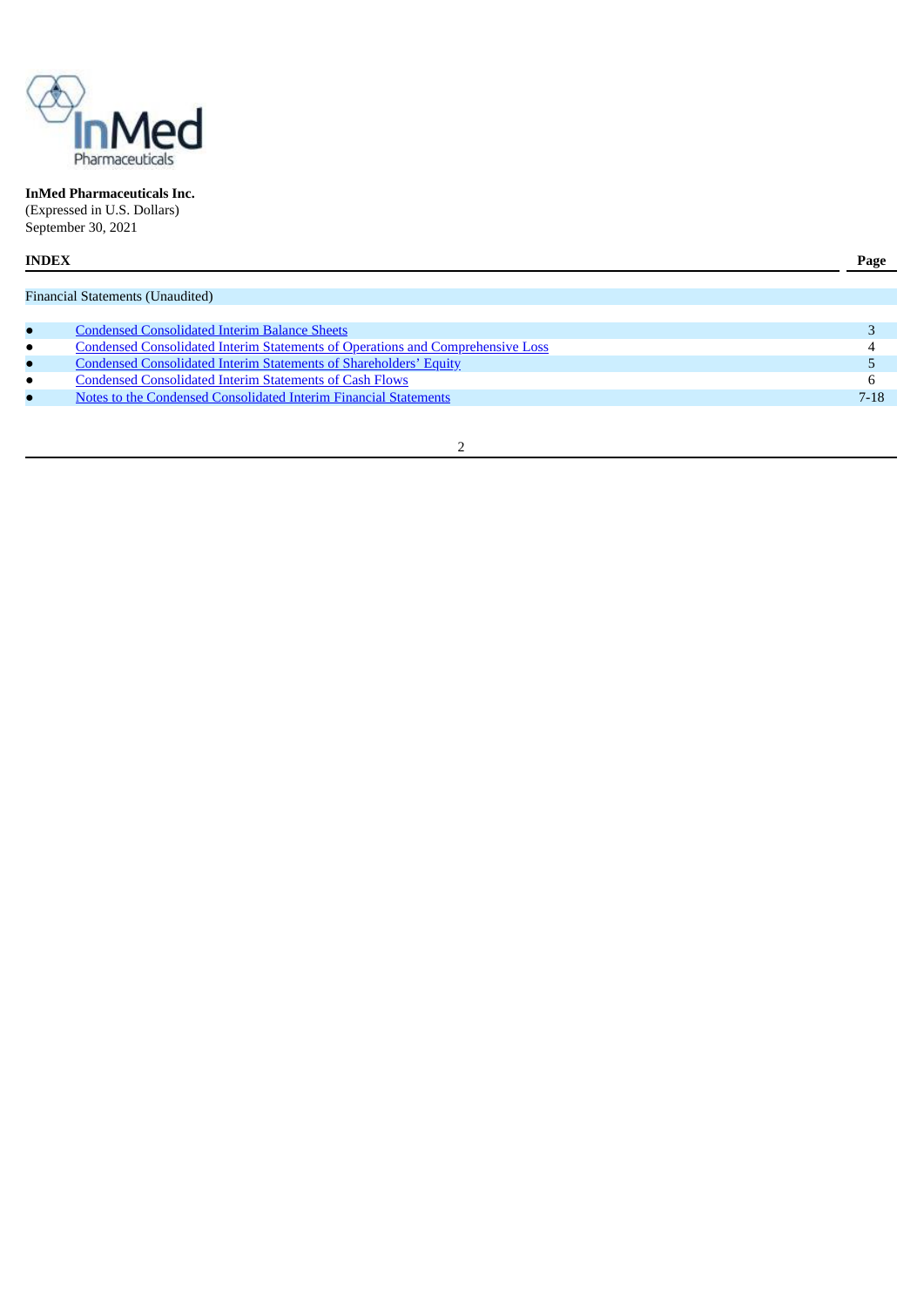**InMed Pharmaceuticals Inc.**
(Expressed in U.S. Dollars)
September 30, 2021

| **INDEX** | | **Page** |
|---|---|---|
| Financial Statements (Unaudited) | | |
| ● | Condensed Consolidated Interim Balance Sheets | 3 |
| ● | Condensed Consolidated Interim Statements of Operations and Comprehensive Loss | 4 |
| ● | Condensed Consolidated Interim Statements of Shareholders' Equity | 5 |
| ● | Condensed Consolidated Interim Statements of Cash Flows | 6 |
| ● | Notes to the Condensed Consolidated Interim Financial Statements | 7-18 |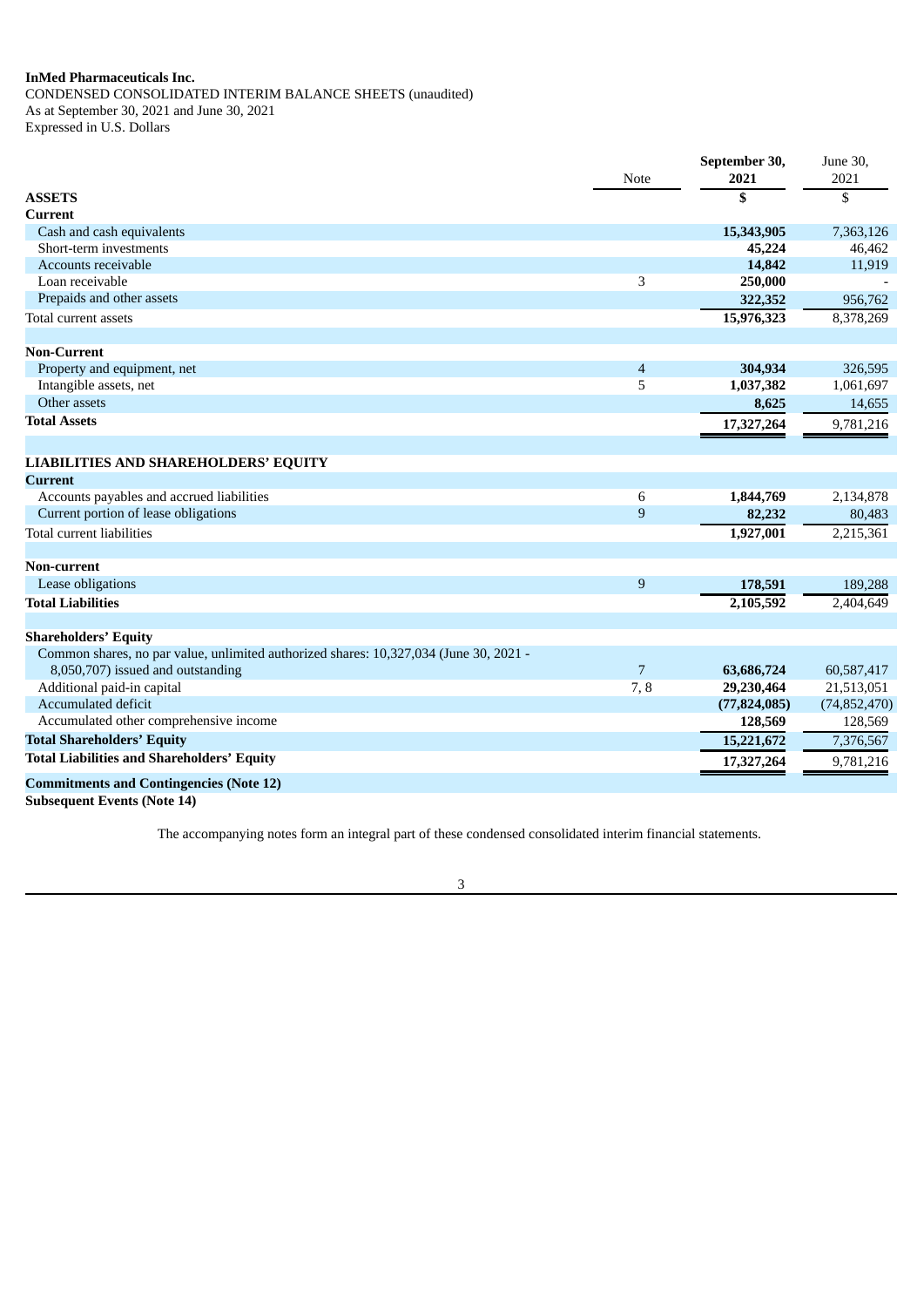**InMed Pharmaceuticals Inc.**
CONDENSED CONSOLIDATED INTERIM BALANCE SHEETS (unaudited)
As at September 30, 2021 and June 30, 2021
Expressed in U.S. Dollars

| | Note | **September 30, 2021** | June 30, 2021 |
|---|---|---|---|
| **ASSETS** | | **$** | $ |
| **Current** | | | |
| Cash and cash equivalents | | **15,343,905** | 7,363,126 |
| Short-term investments | | **45,224** | 46,462 |
| Accounts receivable | | **14,842** | 11,919 |
| Loan receivable | 3 | **250,000** | - |
| Prepaids and other assets | | **322,352** | 956,762 |
| Total current assets | | **15,976,323** | 8,378,269 |
| | | | |
| **Non-Current** | | | |
| Property and equipment, net | 4 | **304,934** | 326,595 |
| Intangible assets, net | 5 | **1,037,382** | 1,061,697 |
| Other assets | | **8,625** | 14,655 |
| **Total Assets** | | **17,327,264** | 9,781,216 |
| | | | |
| **LIABILITIES AND SHAREHOLDERS' EQUITY** | | | |
| **Current** | | | |
| Accounts payables and accrued liabilities | 6 | **1,844,769** | 2,134,878 |
| Current portion of lease obligations | 9 | **82,232** | 80,483 |
| Total current liabilities | | **1,927,001** | 2,215,361 |
| | | | |
| **Non-current** | | | |
| Lease obligations | 9 | **178,591** | 189,288 |
| **Total Liabilities** | | **2,105,592** | 2,404,649 |
| | | | |
| **Shareholders' Equity** | | | |
| Common shares, no par value, unlimited authorized shares: 10,327,034 (June 30, 2021 - 8,050,707) issued and outstanding | 7 | **63,686,724** | 60,587,417 |
| Additional paid-in capital | 7, 8 | **29,230,464** | 21,513,051 |
| Accumulated deficit | | **(77,824,085)** | (74,852,470) |
| Accumulated other comprehensive income | | **128,569** | 128,569 |
| **Total Shareholders' Equity** | | **15,221,672** | 7,376,567 |
| **Total Liabilities and Shareholders' Equity** | | **17,327,264** | 9,781,216 |
| **Commitments and Contingencies (Note 12)** | | | |
| **Subsequent Events (Note 14)** | | | |

The accompanying notes form an integral part of these condensed consolidated interim financial statements.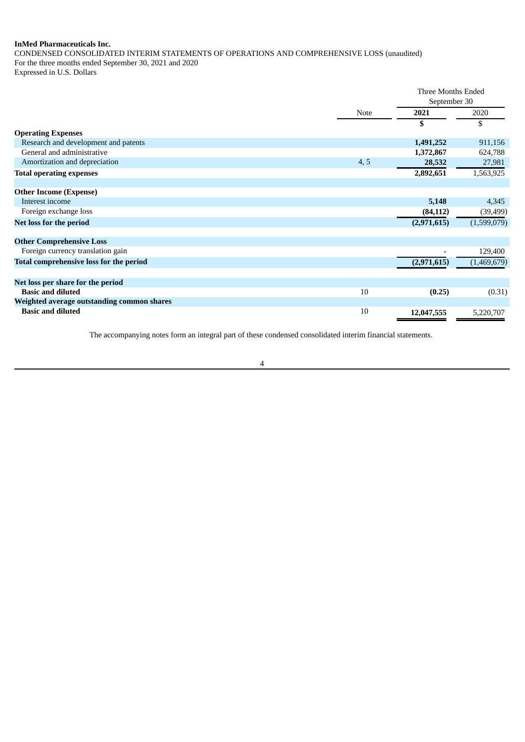**InMed Pharmaceuticals Inc.**

CONDENSED CONSOLIDATED INTERIM STATEMENTS OF OPERATIONS AND COMPREHENSIVE LOSS (unaudited)
For the three months ended September 30, 2021 and 2020
Expressed in U.S. Dollars

| | Note | Three Months Ended September 30 | |
|---|---|---|---|
| | | **2021** | 2020 |
| | | **$** | $ |
| **Operating Expenses** | | | |
| Research and development and patents | | **1,491,252** | 911,156 |
| General and administrative | | **1,372,867** | 624,788 |
| Amortization and depreciation | 4, 5 | **28,532** | 27,981 |
| **Total operating expenses** | | **2,892,651** | 1,563,925 |
| | | | |
| **Other Income (Expense)** | | | |
| Interest income | | **5,148** | 4,345 |
| Foreign exchange loss | | **(84,112)** | (39,499) |
| **Net loss for the period** | | **(2,971,615)** | (1,599,079) |
| | | | |
| **Other Comprehensive Loss** | | | |
| Foreign currency translation gain | | **-** | 129,400 |
| **Total comprehensive loss for the period** | | **(2,971,615)** | (1,469,679) |
| | | | |
| **Net loss per share for the period** | | | |
| **Basic and diluted** | 10 | **(0.25)** | (0.31) |
| **Weighted average outstanding common shares** | | | |
| **Basic and diluted** | 10 | **12,047,555** | 5,220,707 |

The accompanying notes form an integral part of these condensed consolidated interim financial statements.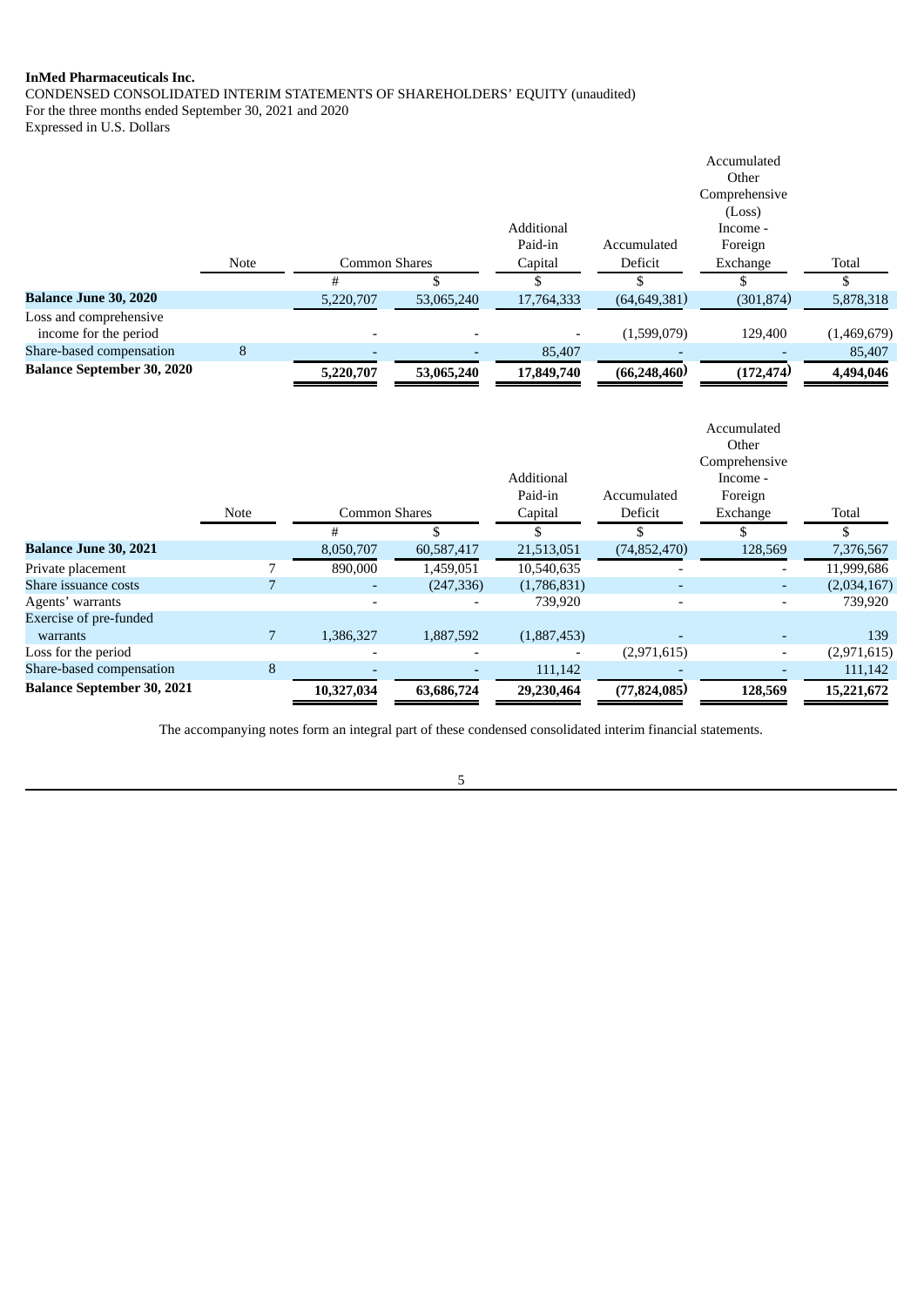**InMed Pharmaceuticals Inc.**

CONDENSED CONSOLIDATED INTERIM STATEMENTS OF SHAREHOLDERS' EQUITY (unaudited)
For the three months ended September 30, 2021 and 2020
Expressed in U.S. Dollars

| | Note | Common Shares | | Additional Paid-in Capital | Accumulated Deficit | Accumulated Other Comprehensive (Loss) Income - Foreign Exchange | Total |
|---|---|---|---|---|---|---|---|
| | | # | $ | $ | $ | $ | $ |
| **Balance June 30, 2020** | | 5,220,707 | 53,065,240 | 17,764,333 | (64,649,381) | (301,874) | 5,878,318 |
| Loss and comprehensive income for the period | | - | - | - | (1,599,079) | 129,400 | (1,469,679) |
| Share-based compensation | 8 | - | - | 85,407 | - | - | 85,407 |
| **Balance September 30, 2020** | | **5,220,707** | **53,065,240** | **17,849,740** | **(66,248,460)** | **(172,474)** | **4,494,046** |

| | Note | Common Shares | | Additional Paid-in Capital | Accumulated Deficit | Accumulated Other Comprehensive Income - Foreign Exchange | Total |
|---|---|---|---|---|---|---|---|
| | | # | $ | $ | $ | $ | $ |
| **Balance June 30, 2021** | | 8,050,707 | 60,587,417 | 21,513,051 | (74,852,470) | 128,569 | 7,376,567 |
| Private placement | 7 | 890,000 | 1,459,051 | 10,540,635 | - | - | 11,999,686 |
| Share issuance costs | 7 | - | (247,336) | (1,786,831) | - | - | (2,034,167) |
| Agents' warrants | | - | - | 739,920 | - | - | 739,920 |
| Exercise of pre-funded warrants | 7 | 1,386,327 | 1,887,592 | (1,887,453) | - | - | 139 |
| Loss for the period | | - | - | - | (2,971,615) | - | (2,971,615) |
| Share-based compensation | 8 | - | - | 111,142 | - | - | 111,142 |
| **Balance September 30, 2021** | | **10,327,034** | **63,686,724** | **29,230,464** | **(77,824,085)** | **128,569** | **15,221,672** |

The accompanying notes form an integral part of these condensed consolidated interim financial statements.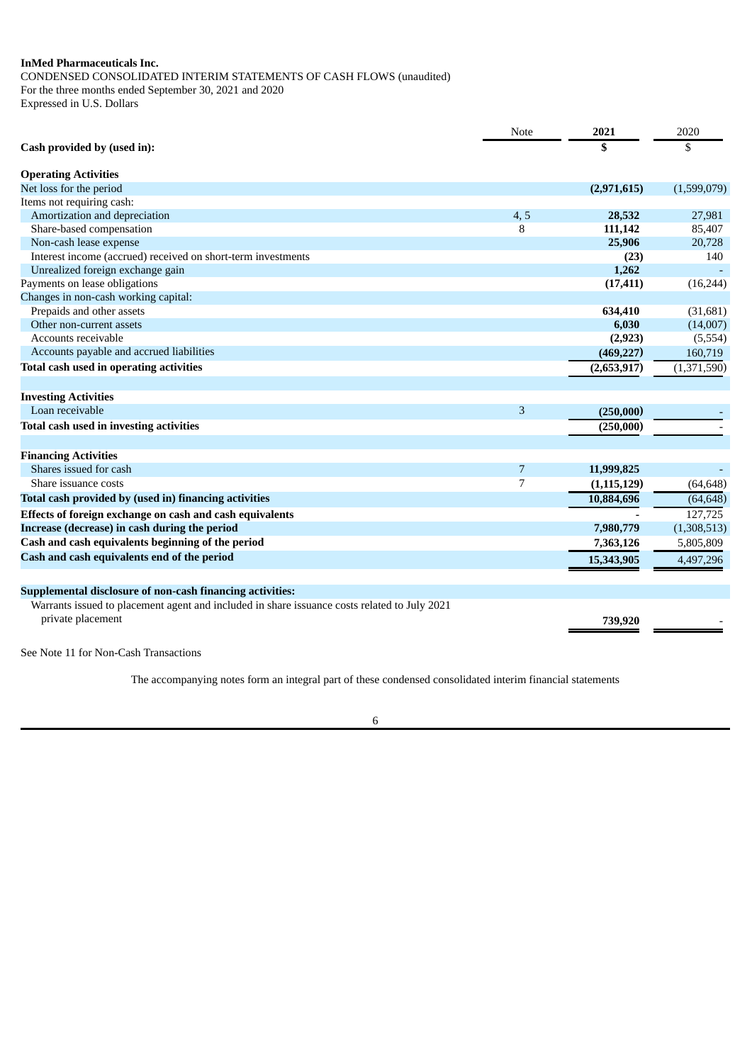**InMed Pharmaceuticals Inc.**

CONDENSED CONSOLIDATED INTERIM STATEMENTS OF CASH FLOWS (unaudited)

For the three months ended September 30, 2021 and 2020

Expressed in U.S. Dollars

| | Note | 2021 | 2020 |
|---|---|---|---|
| **Cash provided by (used in):** | | **$** | $ |
| **Operating Activities** | | | |
| Net loss for the period | | **(2,971,615)** | (1,599,079) |
| Items not requiring cash: | | | |
| Amortization and depreciation | 4, 5 | **28,532** | 27,981 |
| Share-based compensation | 8 | **111,142** | 85,407 |
| Non-cash lease expense | | **25,906** | 20,728 |
| Interest income (accrued) received on short-term investments | | **(23)** | 140 |
| Unrealized foreign exchange gain | | **1,262** | - |
| Payments on lease obligations | | **(17,411)** | (16,244) |
| Changes in non-cash working capital: | | | |
| Prepaids and other assets | | **634,410** | (31,681) |
| Other non-current assets | | **6,030** | (14,007) |
| Accounts receivable | | **(2,923)** | (5,554) |
| Accounts payable and accrued liabilities | | **(469,227)** | 160,719 |
| **Total cash used in operating activities** | | **(2,653,917)** | (1,371,590) |
| **Investing Activities** | | | |
| Loan receivable | 3 | **(250,000)** | - |
| **Total cash used in investing activities** | | **(250,000)** | - |
| **Financing Activities** | | | |
| Shares issued for cash | 7 | **11,999,825** | - |
| Share issuance costs | 7 | **(1,115,129)** | (64,648) |
| **Total cash provided by (used in) financing activities** | | **10,884,696** | (64,648) |
| **Effects of foreign exchange on cash and cash equivalents** | | **-** | 127,725 |
| **Increase (decrease) in cash during the period** | | **7,980,779** | (1,308,513) |
| **Cash and cash equivalents beginning of the period** | | **7,363,126** | 5,805,809 |
| **Cash and cash equivalents end of the period** | | **15,343,905** | 4,497,296 |
| **Supplemental disclosure of non-cash financing activities:** | | | |
| Warrants issued to placement agent and included in share issuance costs related to July 2021 private placement | | **739,920** | - |

See Note 11 for Non-Cash Transactions

The accompanying notes form an integral part of these condensed consolidated interim financial statements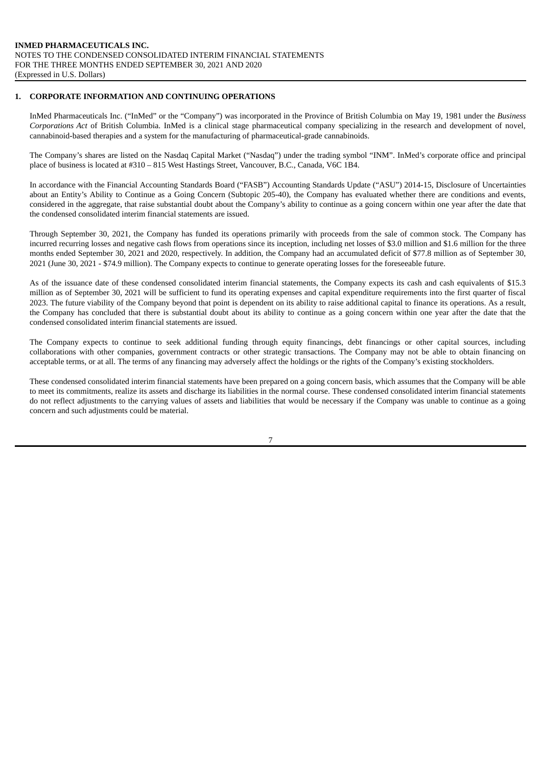## 1. CORPORATE INFORMATION AND CONTINUING OPERATIONS

InMed Pharmaceuticals Inc. ("InMed" or the "Company") was incorporated in the Province of British Columbia on May 19, 1981 under the *Business Corporations Act* of British Columbia. InMed is a clinical stage pharmaceutical company specializing in the research and development of novel, cannabinoid-based therapies and a system for the manufacturing of pharmaceutical-grade cannabinoids.

The Company's shares are listed on the Nasdaq Capital Market ("Nasdaq") under the trading symbol "INM". InMed's corporate office and principal place of business is located at #310 – 815 West Hastings Street, Vancouver, B.C., Canada, V6C 1B4.

In accordance with the Financial Accounting Standards Board ("FASB") Accounting Standards Update ("ASU") 2014-15, Disclosure of Uncertainties about an Entity's Ability to Continue as a Going Concern (Subtopic 205-40), the Company has evaluated whether there are conditions and events, considered in the aggregate, that raise substantial doubt about the Company's ability to continue as a going concern within one year after the date that the condensed consolidated interim financial statements are issued.

Through September 30, 2021, the Company has funded its operations primarily with proceeds from the sale of common stock. The Company has incurred recurring losses and negative cash flows from operations since its inception, including net losses of $3.0 million and $1.6 million for the three months ended September 30, 2021 and 2020, respectively. In addition, the Company had an accumulated deficit of $77.8 million as of September 30, 2021 (June 30, 2021 - $74.9 million). The Company expects to continue to generate operating losses for the foreseeable future.

As of the issuance date of these condensed consolidated interim financial statements, the Company expects its cash and cash equivalents of $15.3 million as of September 30, 2021 will be sufficient to fund its operating expenses and capital expenditure requirements into the first quarter of fiscal 2023. The future viability of the Company beyond that point is dependent on its ability to raise additional capital to finance its operations. As a result, the Company has concluded that there is substantial doubt about its ability to continue as a going concern within one year after the date that the condensed consolidated interim financial statements are issued.

The Company expects to continue to seek additional funding through equity financings, debt financings or other capital sources, including collaborations with other companies, government contracts or other strategic transactions. The Company may not be able to obtain financing on acceptable terms, or at all. The terms of any financing may adversely affect the holdings or the rights of the Company's existing stockholders.

These condensed consolidated interim financial statements have been prepared on a going concern basis, which assumes that the Company will be able to meet its commitments, realize its assets and discharge its liabilities in the normal course. These condensed consolidated interim financial statements do not reflect adjustments to the carrying values of assets and liabilities that would be necessary if the Company was unable to continue as a going concern and such adjustments could be material.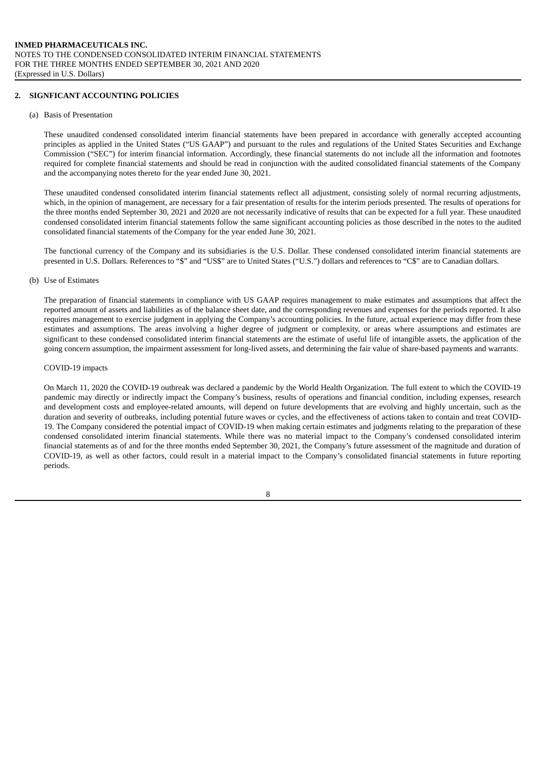## 2. SIGNFICANT ACCOUNTING POLICIES

### (a) Basis of Presentation

These unaudited condensed consolidated interim financial statements have been prepared in accordance with generally accepted accounting principles as applied in the United States ("US GAAP") and pursuant to the rules and regulations of the United States Securities and Exchange Commission ("SEC") for interim financial information. Accordingly, these financial statements do not include all the information and footnotes required for complete financial statements and should be read in conjunction with the audited consolidated financial statements of the Company and the accompanying notes thereto for the year ended June 30, 2021.

These unaudited condensed consolidated interim financial statements reflect all adjustment, consisting solely of normal recurring adjustments, which, in the opinion of management, are necessary for a fair presentation of results for the interim periods presented. The results of operations for the three months ended September 30, 2021 and 2020 are not necessarily indicative of results that can be expected for a full year. These unaudited condensed consolidated interim financial statements follow the same significant accounting policies as those described in the notes to the audited consolidated financial statements of the Company for the year ended June 30, 2021.

The functional currency of the Company and its subsidiaries is the U.S. Dollar. These condensed consolidated interim financial statements are presented in U.S. Dollars. References to "$" and "US$" are to United States ("U.S.") dollars and references to "C$" are to Canadian dollars.

### (b) Use of Estimates

The preparation of financial statements in compliance with US GAAP requires management to make estimates and assumptions that affect the reported amount of assets and liabilities as of the balance sheet date, and the corresponding revenues and expenses for the periods reported. It also requires management to exercise judgment in applying the Company's accounting policies. In the future, actual experience may differ from these estimates and assumptions. The areas involving a higher degree of judgment or complexity, or areas where assumptions and estimates are significant to these condensed consolidated interim financial statements are the estimate of useful life of intangible assets, the application of the going concern assumption, the impairment assessment for long-lived assets, and determining the fair value of share-based payments and warrants.

COVID-19 impacts

On March 11, 2020 the COVID-19 outbreak was declared a pandemic by the World Health Organization. The full extent to which the COVID-19 pandemic may directly or indirectly impact the Company's business, results of operations and financial condition, including expenses, research and development costs and employee-related amounts, will depend on future developments that are evolving and highly uncertain, such as the duration and severity of outbreaks, including potential future waves or cycles, and the effectiveness of actions taken to contain and treat COVID-19. The Company considered the potential impact of COVID-19 when making certain estimates and judgments relating to the preparation of these condensed consolidated interim financial statements. While there was no material impact to the Company's condensed consolidated interim financial statements as of and for the three months ended September 30, 2021, the Company's future assessment of the magnitude and duration of COVID-19, as well as other factors, could result in a material impact to the Company's consolidated financial statements in future reporting periods.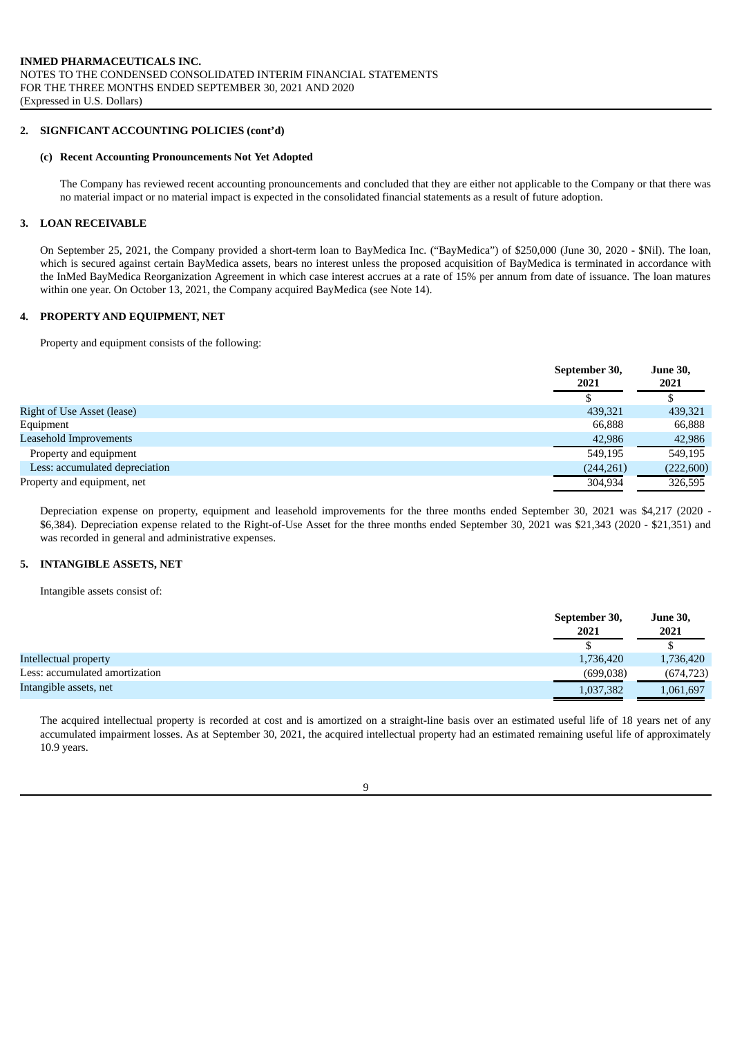**2. SIGNFICANT ACCOUNTING POLICIES (cont'd)**

**(c) Recent Accounting Pronouncements Not Yet Adopted**

The Company has reviewed recent accounting pronouncements and concluded that they are either not applicable to the Company or that there was no material impact or no material impact is expected in the consolidated financial statements as a result of future adoption.

**3. LOAN RECEIVABLE**

On September 25, 2021, the Company provided a short-term loan to BayMedica Inc. ("BayMedica") of $250,000 (June 30, 2020 - $Nil). The loan, which is secured against certain BayMedica assets, bears no interest unless the proposed acquisition of BayMedica is terminated in accordance with the InMed BayMedica Reorganization Agreement in which case interest accrues at a rate of 15% per annum from date of issuance. The loan matures within one year. On October 13, 2021, the Company acquired BayMedica (see Note 14).

**4. PROPERTY AND EQUIPMENT, NET**

Property and equipment consists of the following:

| | September 30, 2021 | June 30, 2021 |
|---|---|---|
| | $ | $ |
| Right of Use Asset (lease) | 439,321 | 439,321 |
| Equipment | 66,888 | 66,888 |
| Leasehold Improvements | 42,986 | 42,986 |
| Property and equipment | 549,195 | 549,195 |
| Less: accumulated depreciation | (244,261) | (222,600) |
| Property and equipment, net | 304,934 | 326,595 |

Depreciation expense on property, equipment and leasehold improvements for the three months ended September 30, 2021 was $4,217 (2020 - $6,384). Depreciation expense related to the Right-of-Use Asset for the three months ended September 30, 2021 was $21,343 (2020 - $21,351) and was recorded in general and administrative expenses.

**5. INTANGIBLE ASSETS, NET**

Intangible assets consist of:

| | September 30, 2021 | June 30, 2021 |
|---|---|---|
| | $ | $ |
| Intellectual property | 1,736,420 | 1,736,420 |
| Less: accumulated amortization | (699,038) | (674,723) |
| Intangible assets, net | 1,037,382 | 1,061,697 |

The acquired intellectual property is recorded at cost and is amortized on a straight-line basis over an estimated useful life of 18 years net of any accumulated impairment losses. As at September 30, 2021, the acquired intellectual property had an estimated remaining useful life of approximately 10.9 years.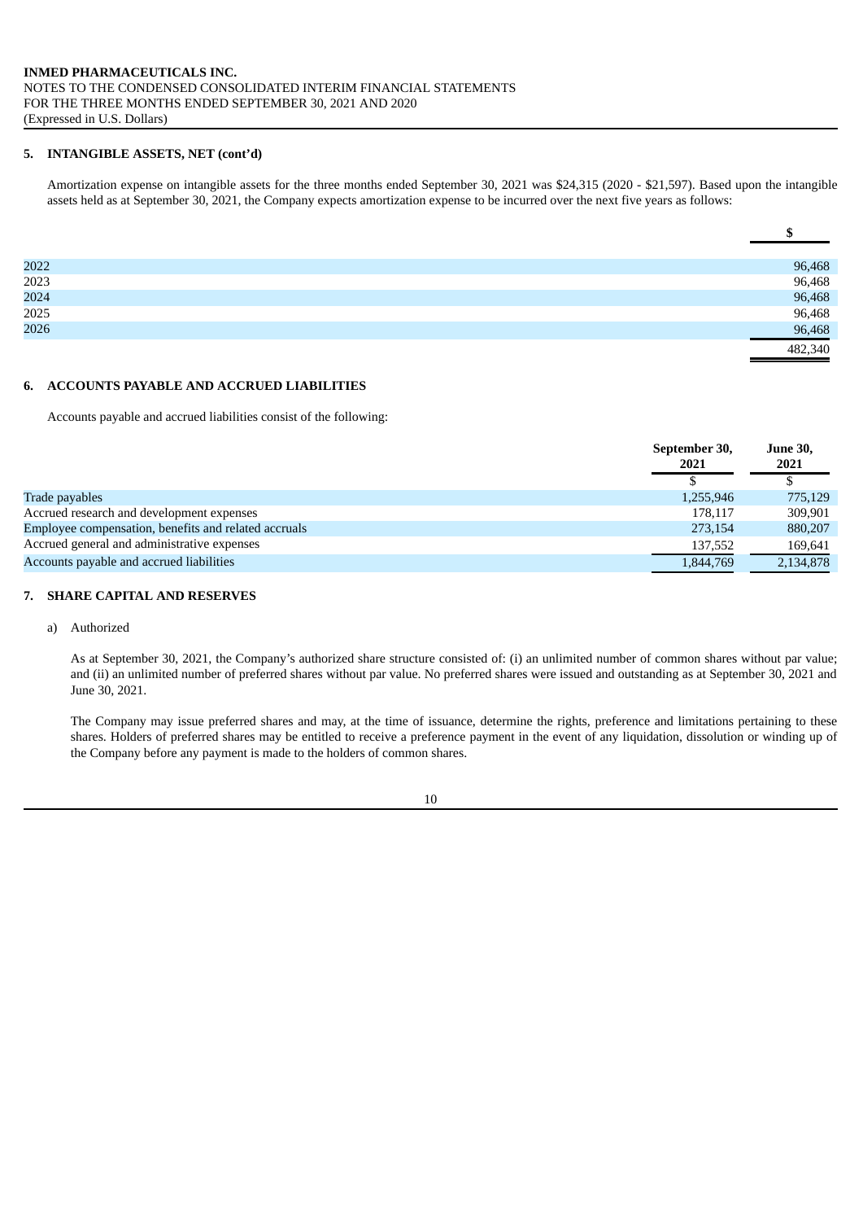## 5. INTANGIBLE ASSETS, NET (cont'd)

Amortization expense on intangible assets for the three months ended September 30, 2021 was $24,315 (2020 - $21,597). Based upon the intangible assets held as at September 30, 2021, the Company expects amortization expense to be incurred over the next five years as follows:

| | $ |
|---|---|
| 2022 | 96,468 |
| 2023 | 96,468 |
| 2024 | 96,468 |
| 2025 | 96,468 |
| 2026 | 96,468 |
| | 482,340 |

## 6. ACCOUNTS PAYABLE AND ACCRUED LIABILITIES

Accounts payable and accrued liabilities consist of the following:

| | September 30, 2021 | June 30, 2021 |
|---|---|---|
| | $ | $ |
| Trade payables | 1,255,946 | 775,129 |
| Accrued research and development expenses | 178,117 | 309,901 |
| Employee compensation, benefits and related accruals | 273,154 | 880,207 |
| Accrued general and administrative expenses | 137,552 | 169,641 |
| Accounts payable and accrued liabilities | 1,844,769 | 2,134,878 |

## 7. SHARE CAPITAL AND RESERVES

a) Authorized

As at September 30, 2021, the Company's authorized share structure consisted of: (i) an unlimited number of common shares without par value; and (ii) an unlimited number of preferred shares without par value. No preferred shares were issued and outstanding as at September 30, 2021 and June 30, 2021.

The Company may issue preferred shares and may, at the time of issuance, determine the rights, preference and limitations pertaining to these shares. Holders of preferred shares may be entitled to receive a preference payment in the event of any liquidation, dissolution or winding up of the Company before any payment is made to the holders of common shares.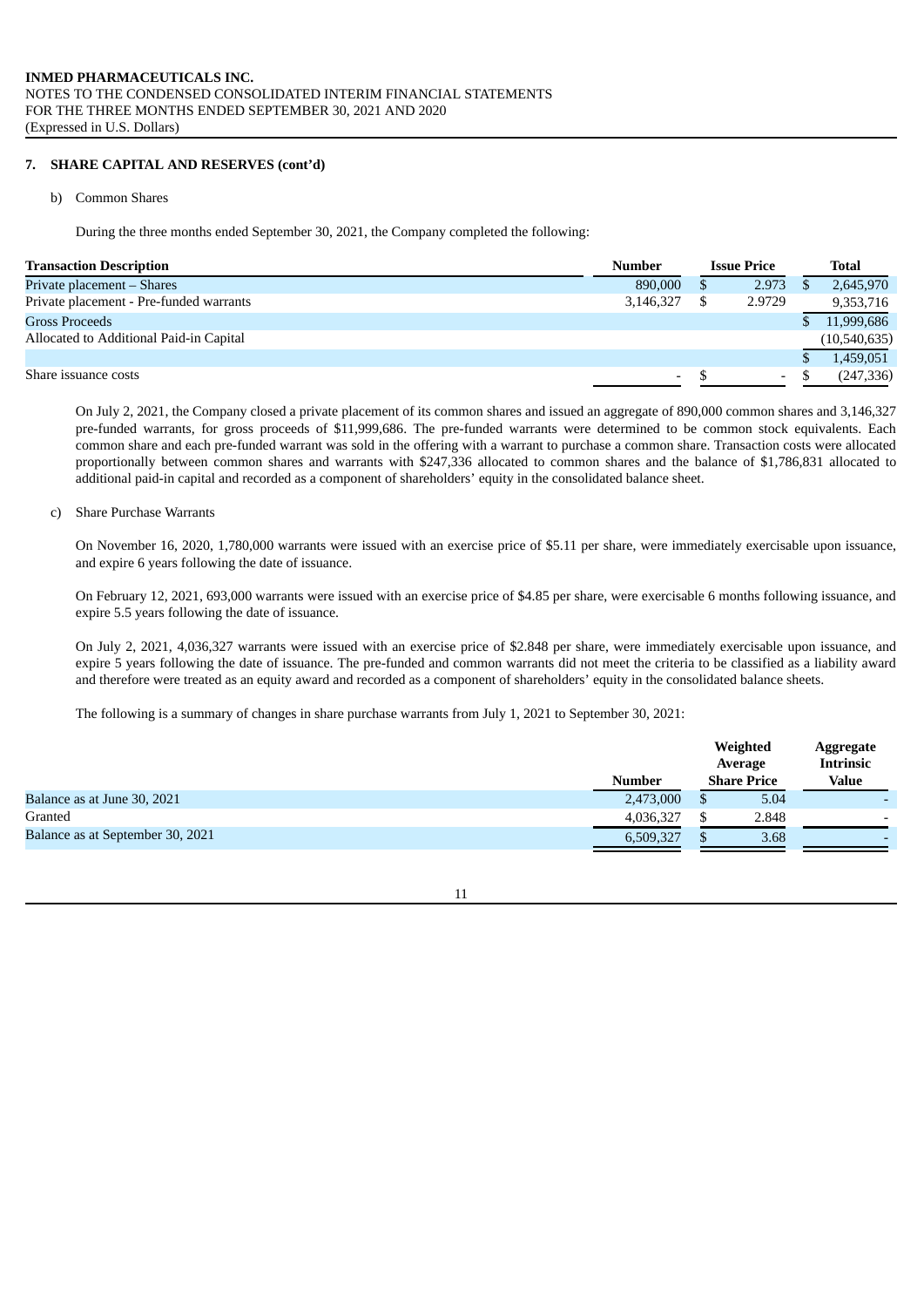## 7. SHARE CAPITAL AND RESERVES (cont'd)

b) Common Shares

During the three months ended September 30, 2021, the Company completed the following:

| Transaction Description | Number | Issue Price | Total |
|---|---|---|---|
| Private placement – Shares | 890,000 | $ 2.973 | $ 2,645,970 |
| Private placement - Pre-funded warrants | 3,146,327 | $ 2.9729 | 9,353,716 |
| Gross Proceeds | | | $ 11,999,686 |
| Allocated to Additional Paid-in Capital | | | (10,540,635) |
| | | | $ 1,459,051 |
| Share issuance costs | - | $ - | $ (247,336) |

On July 2, 2021, the Company closed a private placement of its common shares and issued an aggregate of 890,000 common shares and 3,146,327 pre-funded warrants, for gross proceeds of $11,999,686. The pre-funded warrants were determined to be common stock equivalents. Each common share and each pre-funded warrant was sold in the offering with a warrant to purchase a common share. Transaction costs were allocated proportionally between common shares and warrants with $247,336 allocated to common shares and the balance of $1,786,831 allocated to additional paid-in capital and recorded as a component of shareholders' equity in the consolidated balance sheet.

c) Share Purchase Warrants

On November 16, 2020, 1,780,000 warrants were issued with an exercise price of $5.11 per share, were immediately exercisable upon issuance, and expire 6 years following the date of issuance.

On February 12, 2021, 693,000 warrants were issued with an exercise price of $4.85 per share, were exercisable 6 months following issuance, and expire 5.5 years following the date of issuance.

On July 2, 2021, 4,036,327 warrants were issued with an exercise price of $2.848 per share, were immediately exercisable upon issuance, and expire 5 years following the date of issuance. The pre-funded and common warrants did not meet the criteria to be classified as a liability award and therefore were treated as an equity award and recorded as a component of shareholders' equity in the consolidated balance sheets.

The following is a summary of changes in share purchase warrants from July 1, 2021 to September 30, 2021:

| | Number | Weighted Average Share Price | Aggregate Intrinsic Value |
|---|---|---|---|
| Balance as at June 30, 2021 | 2,473,000 | $ 5.04 | - |
| Granted | 4,036,327 | $ 2.848 | - |
| Balance as at September 30, 2021 | 6,509,327 | $ 3.68 | - |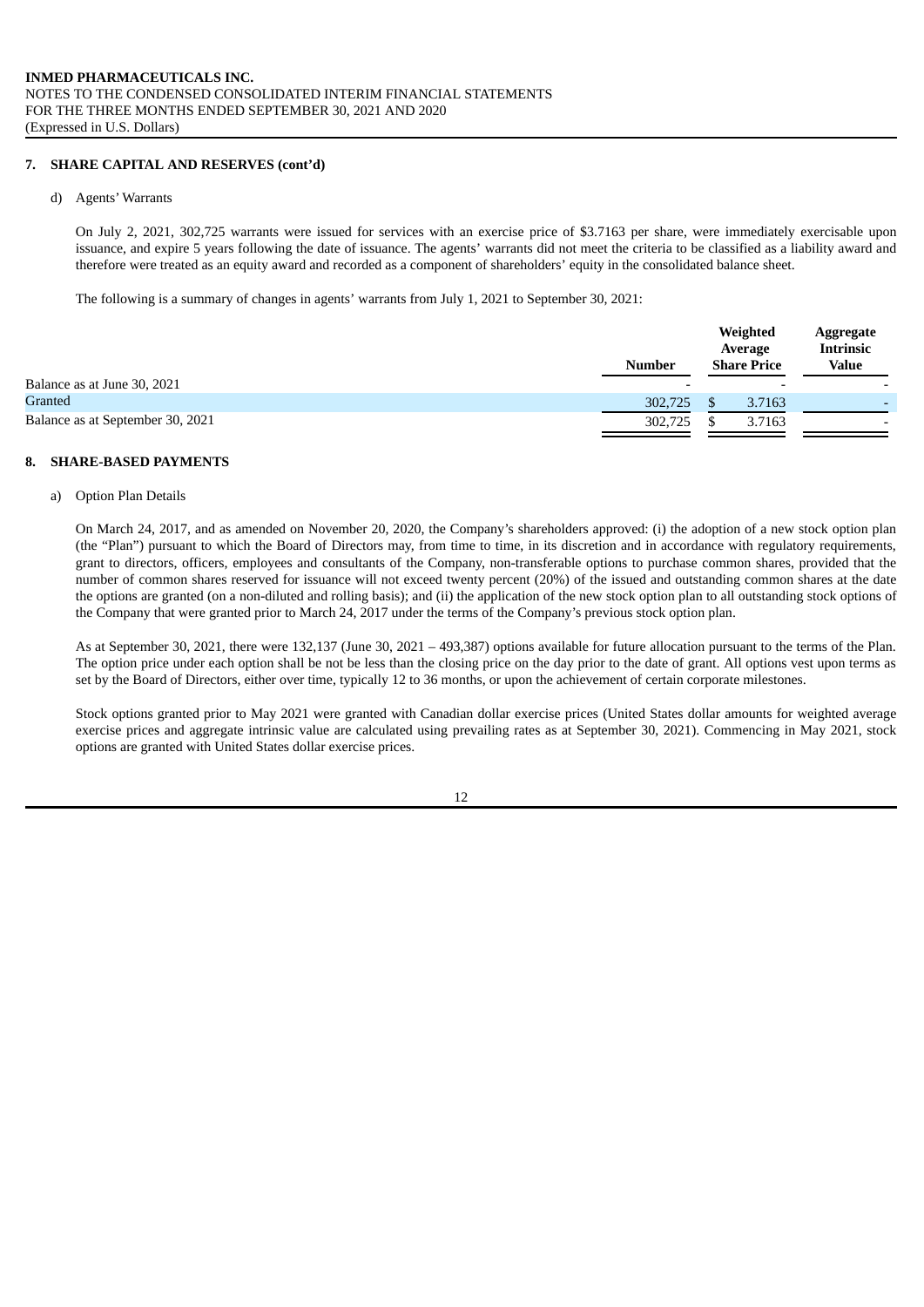## 7. SHARE CAPITAL AND RESERVES (cont'd)

d) Agents' Warrants

On July 2, 2021, 302,725 warrants were issued for services with an exercise price of $3.7163 per share, were immediately exercisable upon issuance, and expire 5 years following the date of issuance. The agents' warrants did not meet the criteria to be classified as a liability award and therefore were treated as an equity award and recorded as a component of shareholders' equity in the consolidated balance sheet.

The following is a summary of changes in agents' warrants from July 1, 2021 to September 30, 2021:

| | Number | Weighted Average Share Price | Aggregate Intrinsic Value |
|---|---|---|---|
| Balance as at June 30, 2021 | - | - | - |
| Granted | 302,725 | $ 3.7163 | - |
| Balance as at September 30, 2021 | 302,725 | $ 3.7163 | - |

## 8. SHARE-BASED PAYMENTS

a) Option Plan Details

On March 24, 2017, and as amended on November 20, 2020, the Company's shareholders approved: (i) the adoption of a new stock option plan (the "Plan") pursuant to which the Board of Directors may, from time to time, in its discretion and in accordance with regulatory requirements, grant to directors, officers, employees and consultants of the Company, non-transferable options to purchase common shares, provided that the number of common shares reserved for issuance will not exceed twenty percent (20%) of the issued and outstanding common shares at the date the options are granted (on a non-diluted and rolling basis); and (ii) the application of the new stock option plan to all outstanding stock options of the Company that were granted prior to March 24, 2017 under the terms of the Company's previous stock option plan.

As at September 30, 2021, there were 132,137 (June 30, 2021 – 493,387) options available for future allocation pursuant to the terms of the Plan. The option price under each option shall be not be less than the closing price on the day prior to the date of grant. All options vest upon terms as set by the Board of Directors, either over time, typically 12 to 36 months, or upon the achievement of certain corporate milestones.

Stock options granted prior to May 2021 were granted with Canadian dollar exercise prices (United States dollar amounts for weighted average exercise prices and aggregate intrinsic value are calculated using prevailing rates as at September 30, 2021). Commencing in May 2021, stock options are granted with United States dollar exercise prices.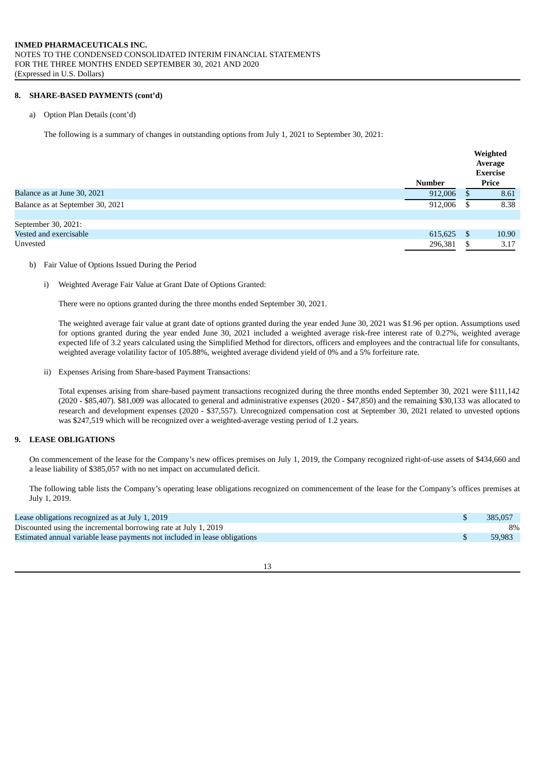## 8. SHARE-BASED PAYMENTS (cont'd)

a) Option Plan Details (cont'd)

The following is a summary of changes in outstanding options from July 1, 2021 to September 30, 2021:

| | Number | Weighted Average Exercise Price |
|---|---|---|
| Balance as at June 30, 2021 | 912,006 | $ 8.61 |
| Balance as at September 30, 2021 | 912,006 | $ 8.38 |
| | | |
| September 30, 2021: | | |
| Vested and exercisable | 615,625 | $ 10.90 |
| Unvested | 296,381 | $ 3.17 |

b) Fair Value of Options Issued During the Period

i) Weighted Average Fair Value at Grant Date of Options Granted:

There were no options granted during the three months ended September 30, 2021.

The weighted average fair value at grant date of options granted during the year ended June 30, 2021 was $1.96 per option. Assumptions used for options granted during the year ended June 30, 2021 included a weighted average risk-free interest rate of 0.27%, weighted average expected life of 3.2 years calculated using the Simplified Method for directors, officers and employees and the contractual life for consultants, weighted average volatility factor of 105.88%, weighted average dividend yield of 0% and a 5% forfeiture rate.

ii) Expenses Arising from Share-based Payment Transactions:

Total expenses arising from share-based payment transactions recognized during the three months ended September 30, 2021 were $111,142 (2020 - $85,407). $81,009 was allocated to general and administrative expenses (2020 - $47,850) and the remaining $30,133 was allocated to research and development expenses (2020 - $37,557). Unrecognized compensation cost at September 30, 2021 related to unvested options was $247,519 which will be recognized over a weighted-average vesting period of 1.2 years.

## 9. LEASE OBLIGATIONS

On commencement of the lease for the Company's new offices premises on July 1, 2019, the Company recognized right-of-use assets of $434,660 and a lease liability of $385,057 with no net impact on accumulated deficit.

The following table lists the Company's operating lease obligations recognized on commencement of the lease for the Company's offices premises at July 1, 2019.

| | |
|---|---|
| Lease obligations recognized as at July 1, 2019 | $ 385,057 |
| Discounted using the incremental borrowing rate at July 1, 2019 | 8% |
| Estimated annual variable lease payments not included in lease obligations | $ 59,983 |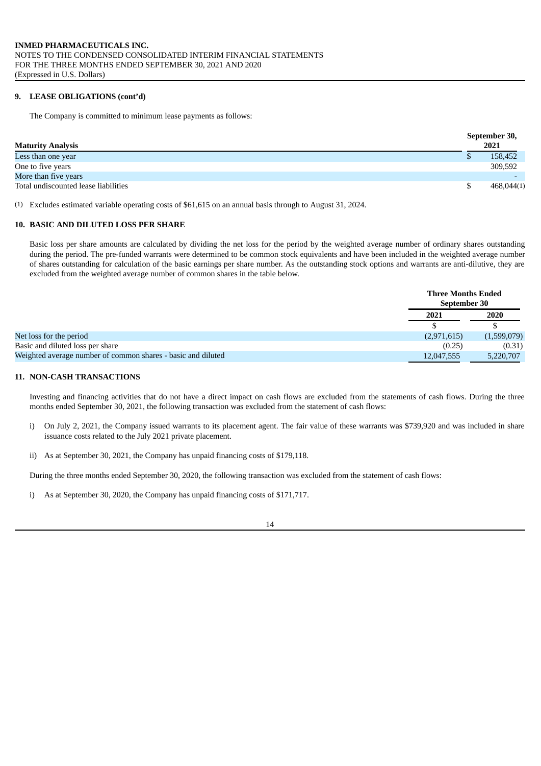### 9. LEASE OBLIGATIONS (cont'd)

The Company is committed to minimum lease payments as follows:

| Maturity Analysis | September 30, 2021 |
|---|---|
| Less than one year | $ 158,452 |
| One to five years | 309,592 |
| More than five years | - |
| Total undiscounted lease liabilities | $ 468,044(1) |

(1) Excludes estimated variable operating costs of $61,615 on an annual basis through to August 31, 2024.

### 10. BASIC AND DILUTED LOSS PER SHARE

Basic loss per share amounts are calculated by dividing the net loss for the period by the weighted average number of ordinary shares outstanding during the period. The pre-funded warrants were determined to be common stock equivalents and have been included in the weighted average number of shares outstanding for calculation of the basic earnings per share number. As the outstanding stock options and warrants are anti-dilutive, they are excluded from the weighted average number of common shares in the table below.

| | Three Months Ended September 30 | |
|---|---|---|
| | 2021 | 2020 |
| | $ | $ |
| Net loss for the period | (2,971,615) | (1,599,079) |
| Basic and diluted loss per share | (0.25) | (0.31) |
| Weighted average number of common shares - basic and diluted | 12,047,555 | 5,220,707 |

### 11. NON-CASH TRANSACTIONS

Investing and financing activities that do not have a direct impact on cash flows are excluded from the statements of cash flows. During the three months ended September 30, 2021, the following transaction was excluded from the statement of cash flows:

i) On July 2, 2021, the Company issued warrants to its placement agent. The fair value of these warrants was $739,920 and was included in share issuance costs related to the July 2021 private placement.

ii) As at September 30, 2021, the Company has unpaid financing costs of $179,118.

During the three months ended September 30, 2020, the following transaction was excluded from the statement of cash flows:

i) As at September 30, 2020, the Company has unpaid financing costs of $171,717.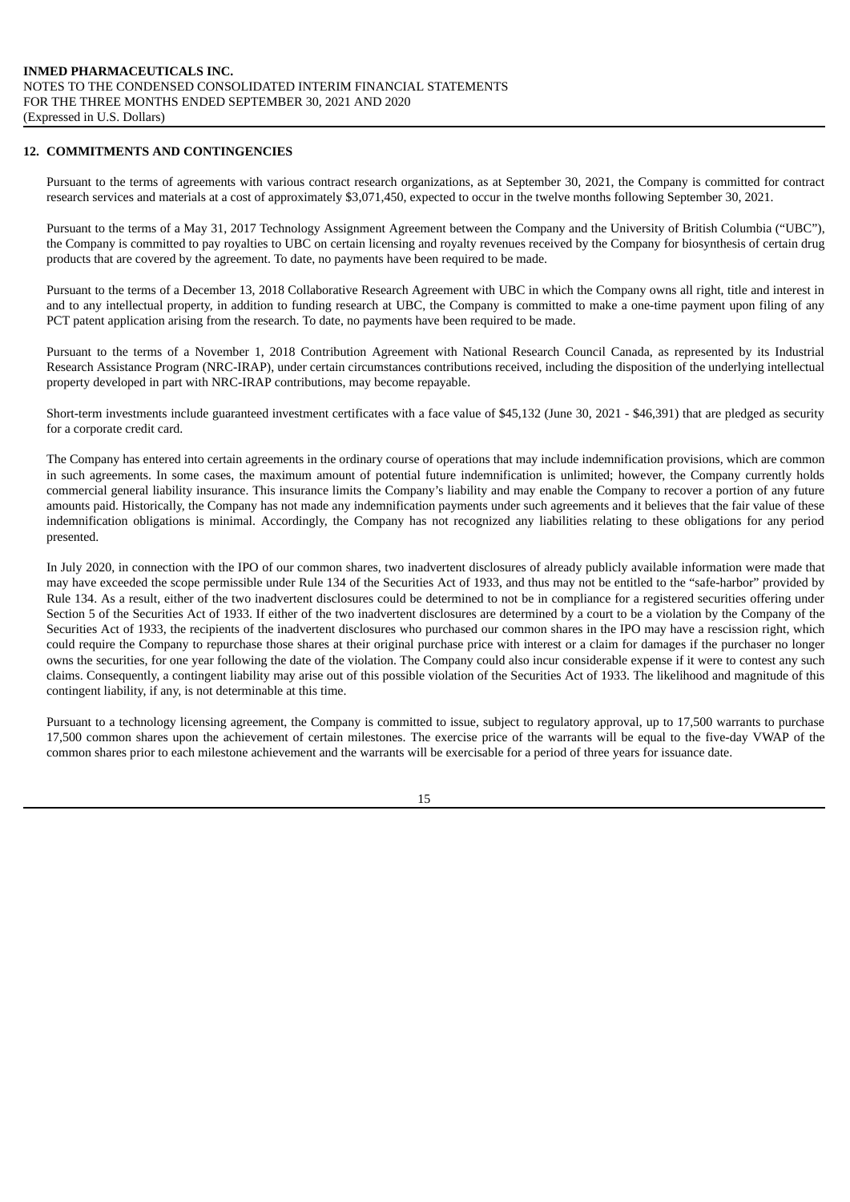## 12. COMMITMENTS AND CONTINGENCIES

Pursuant to the terms of agreements with various contract research organizations, as at September 30, 2021, the Company is committed for contract research services and materials at a cost of approximately $3,071,450, expected to occur in the twelve months following September 30, 2021.

Pursuant to the terms of a May 31, 2017 Technology Assignment Agreement between the Company and the University of British Columbia ("UBC"), the Company is committed to pay royalties to UBC on certain licensing and royalty revenues received by the Company for biosynthesis of certain drug products that are covered by the agreement. To date, no payments have been required to be made.

Pursuant to the terms of a December 13, 2018 Collaborative Research Agreement with UBC in which the Company owns all right, title and interest in and to any intellectual property, in addition to funding research at UBC, the Company is committed to make a one-time payment upon filing of any PCT patent application arising from the research. To date, no payments have been required to be made.

Pursuant to the terms of a November 1, 2018 Contribution Agreement with National Research Council Canada, as represented by its Industrial Research Assistance Program (NRC-IRAP), under certain circumstances contributions received, including the disposition of the underlying intellectual property developed in part with NRC-IRAP contributions, may become repayable.

Short-term investments include guaranteed investment certificates with a face value of $45,132 (June 30, 2021 - $46,391) that are pledged as security for a corporate credit card.

The Company has entered into certain agreements in the ordinary course of operations that may include indemnification provisions, which are common in such agreements. In some cases, the maximum amount of potential future indemnification is unlimited; however, the Company currently holds commercial general liability insurance. This insurance limits the Company's liability and may enable the Company to recover a portion of any future amounts paid. Historically, the Company has not made any indemnification payments under such agreements and it believes that the fair value of these indemnification obligations is minimal. Accordingly, the Company has not recognized any liabilities relating to these obligations for any period presented.

In July 2020, in connection with the IPO of our common shares, two inadvertent disclosures of already publicly available information were made that may have exceeded the scope permissible under Rule 134 of the Securities Act of 1933, and thus may not be entitled to the "safe-harbor" provided by Rule 134. As a result, either of the two inadvertent disclosures could be determined to not be in compliance for a registered securities offering under Section 5 of the Securities Act of 1933. If either of the two inadvertent disclosures are determined by a court to be a violation by the Company of the Securities Act of 1933, the recipients of the inadvertent disclosures who purchased our common shares in the IPO may have a rescission right, which could require the Company to repurchase those shares at their original purchase price with interest or a claim for damages if the purchaser no longer owns the securities, for one year following the date of the violation. The Company could also incur considerable expense if it were to contest any such claims. Consequently, a contingent liability may arise out of this possible violation of the Securities Act of 1933. The likelihood and magnitude of this contingent liability, if any, is not determinable at this time.

Pursuant to a technology licensing agreement, the Company is committed to issue, subject to regulatory approval, up to 17,500 warrants to purchase 17,500 common shares upon the achievement of certain milestones. The exercise price of the warrants will be equal to the five-day VWAP of the common shares prior to each milestone achievement and the warrants will be exercisable for a period of three years for issuance date.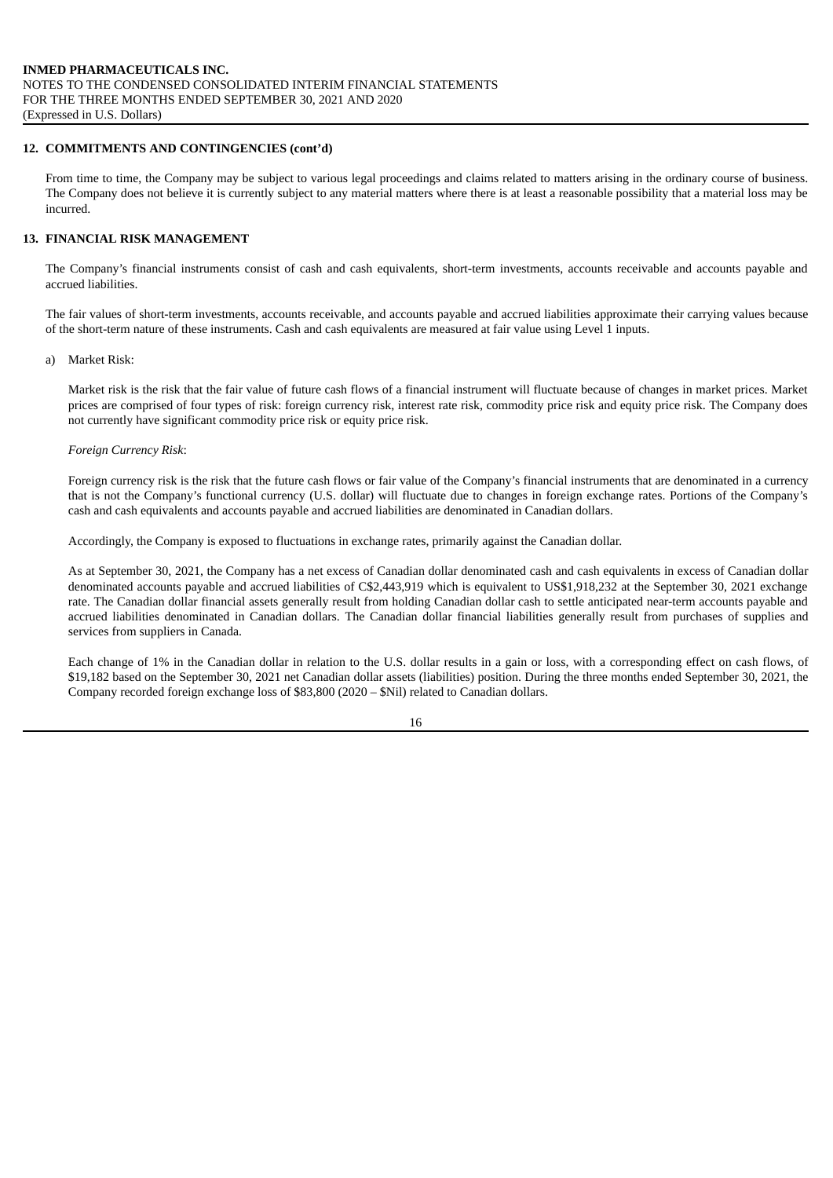## 12. COMMITMENTS AND CONTINGENCIES (cont'd)

From time to time, the Company may be subject to various legal proceedings and claims related to matters arising in the ordinary course of business. The Company does not believe it is currently subject to any material matters where there is at least a reasonable possibility that a material loss may be incurred.

## 13. FINANCIAL RISK MANAGEMENT

The Company's financial instruments consist of cash and cash equivalents, short-term investments, accounts receivable and accounts payable and accrued liabilities.

The fair values of short-term investments, accounts receivable, and accounts payable and accrued liabilities approximate their carrying values because of the short-term nature of these instruments. Cash and cash equivalents are measured at fair value using Level 1 inputs.

a) Market Risk:

Market risk is the risk that the fair value of future cash flows of a financial instrument will fluctuate because of changes in market prices. Market prices are comprised of four types of risk: foreign currency risk, interest rate risk, commodity price risk and equity price risk. The Company does not currently have significant commodity price risk or equity price risk.

*Foreign Currency Risk*:

Foreign currency risk is the risk that the future cash flows or fair value of the Company's financial instruments that are denominated in a currency that is not the Company's functional currency (U.S. dollar) will fluctuate due to changes in foreign exchange rates. Portions of the Company's cash and cash equivalents and accounts payable and accrued liabilities are denominated in Canadian dollars.

Accordingly, the Company is exposed to fluctuations in exchange rates, primarily against the Canadian dollar.

As at September 30, 2021, the Company has a net excess of Canadian dollar denominated cash and cash equivalents in excess of Canadian dollar denominated accounts payable and accrued liabilities of C$2,443,919 which is equivalent to US$1,918,232 at the September 30, 2021 exchange rate. The Canadian dollar financial assets generally result from holding Canadian dollar cash to settle anticipated near-term accounts payable and accrued liabilities denominated in Canadian dollars. The Canadian dollar financial liabilities generally result from purchases of supplies and services from suppliers in Canada.

Each change of 1% in the Canadian dollar in relation to the U.S. dollar results in a gain or loss, with a corresponding effect on cash flows, of $19,182 based on the September 30, 2021 net Canadian dollar assets (liabilities) position. During the three months ended September 30, 2021, the Company recorded foreign exchange loss of $83,800 (2020 – $Nil) related to Canadian dollars.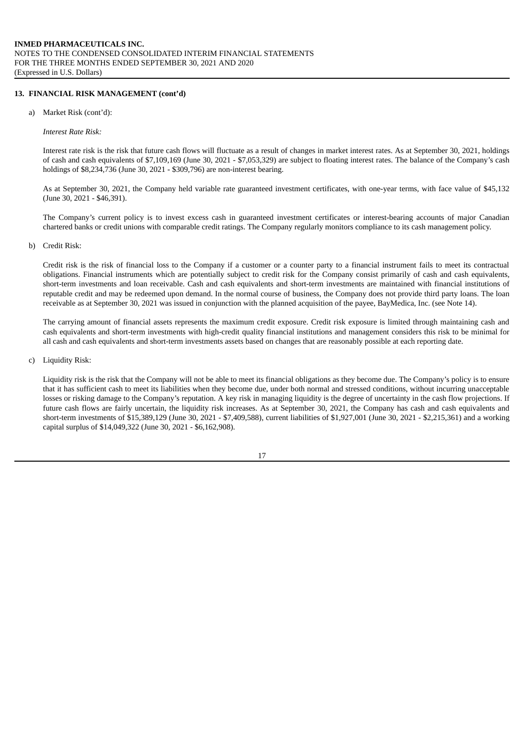## 13. FINANCIAL RISK MANAGEMENT (cont'd)

a) Market Risk (cont'd):

*Interest Rate Risk:*

Interest rate risk is the risk that future cash flows will fluctuate as a result of changes in market interest rates. As at September 30, 2021, holdings of cash and cash equivalents of $7,109,169 (June 30, 2021 - $7,053,329) are subject to floating interest rates. The balance of the Company's cash holdings of $8,234,736 (June 30, 2021 - $309,796) are non-interest bearing.

As at September 30, 2021, the Company held variable rate guaranteed investment certificates, with one-year terms, with face value of $45,132 (June 30, 2021 - $46,391).

The Company's current policy is to invest excess cash in guaranteed investment certificates or interest-bearing accounts of major Canadian chartered banks or credit unions with comparable credit ratings. The Company regularly monitors compliance to its cash management policy.

b) Credit Risk:

Credit risk is the risk of financial loss to the Company if a customer or a counter party to a financial instrument fails to meet its contractual obligations. Financial instruments which are potentially subject to credit risk for the Company consist primarily of cash and cash equivalents, short-term investments and loan receivable. Cash and cash equivalents and short-term investments are maintained with financial institutions of reputable credit and may be redeemed upon demand. In the normal course of business, the Company does not provide third party loans. The loan receivable as at September 30, 2021 was issued in conjunction with the planned acquisition of the payee, BayMedica, Inc. (see Note 14).

The carrying amount of financial assets represents the maximum credit exposure. Credit risk exposure is limited through maintaining cash and cash equivalents and short-term investments with high-credit quality financial institutions and management considers this risk to be minimal for all cash and cash equivalents and short-term investments assets based on changes that are reasonably possible at each reporting date.

c) Liquidity Risk:

Liquidity risk is the risk that the Company will not be able to meet its financial obligations as they become due. The Company's policy is to ensure that it has sufficient cash to meet its liabilities when they become due, under both normal and stressed conditions, without incurring unacceptable losses or risking damage to the Company's reputation. A key risk in managing liquidity is the degree of uncertainty in the cash flow projections. If future cash flows are fairly uncertain, the liquidity risk increases. As at September 30, 2021, the Company has cash and cash equivalents and short-term investments of $15,389,129 (June 30, 2021 - $7,409,588), current liabilities of $1,927,001 (June 30, 2021 - $2,215,361) and a working capital surplus of $14,049,322 (June 30, 2021 - $6,162,908).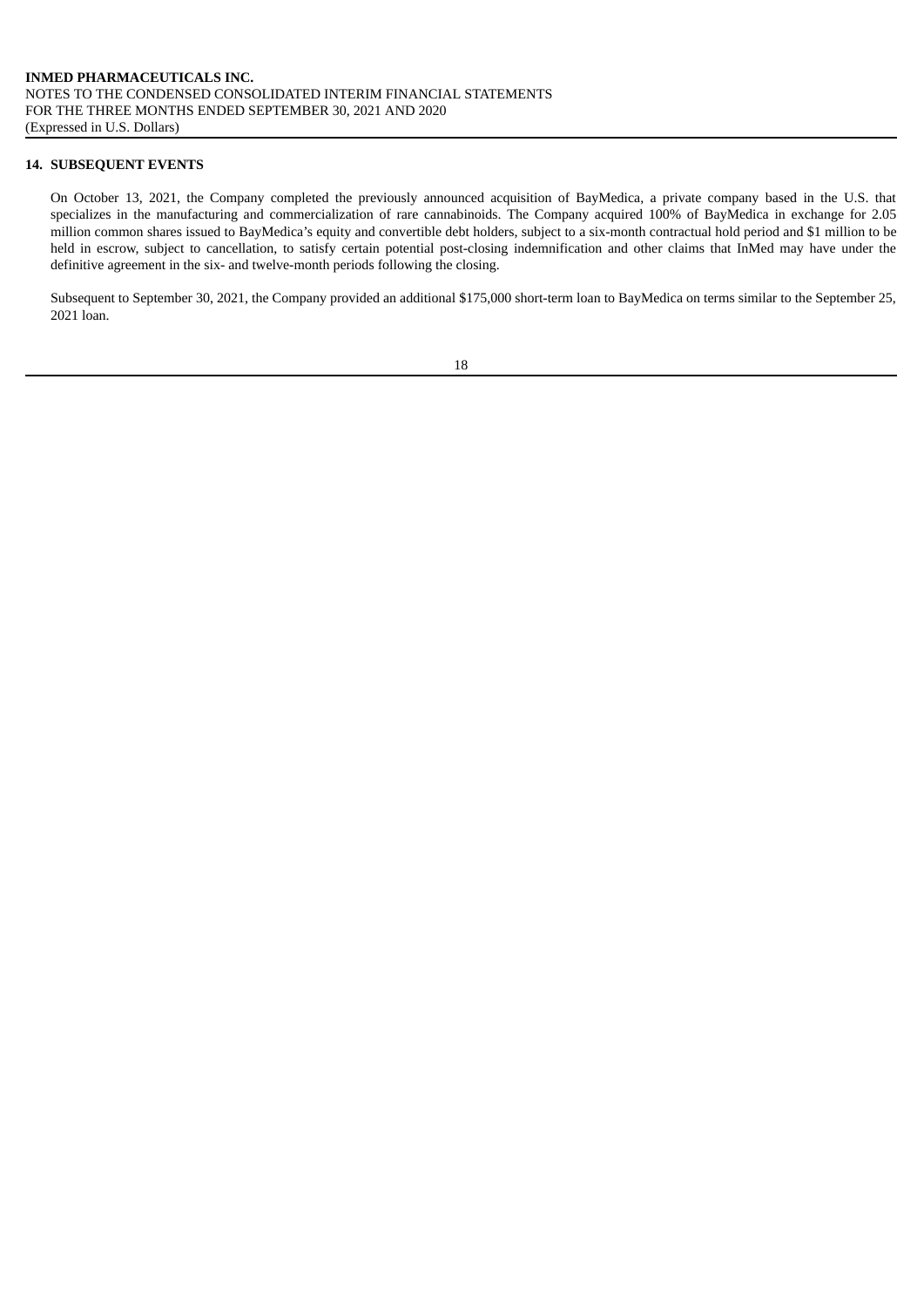## 14. SUBSEQUENT EVENTS

On October 13, 2021, the Company completed the previously announced acquisition of BayMedica, a private company based in the U.S. that specializes in the manufacturing and commercialization of rare cannabinoids. The Company acquired 100% of BayMedica in exchange for 2.05 million common shares issued to BayMedica's equity and convertible debt holders, subject to a six-month contractual hold period and $1 million to be held in escrow, subject to cancellation, to satisfy certain potential post-closing indemnification and other claims that InMed may have under the definitive agreement in the six- and twelve-month periods following the closing.

Subsequent to September 30, 2021, the Company provided an additional $175,000 short-term loan to BayMedica on terms similar to the September 25, 2021 loan.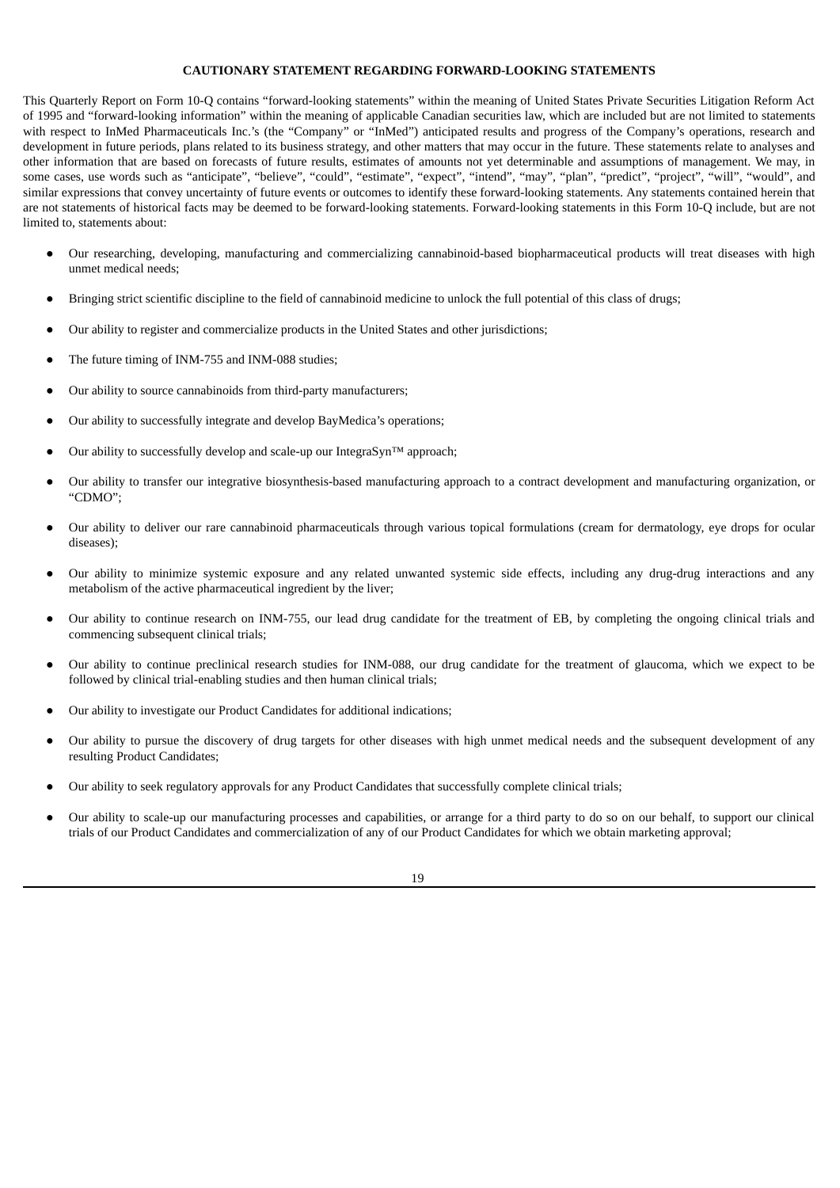## CAUTIONARY STATEMENT REGARDING FORWARD-LOOKING STATEMENTS

This Quarterly Report on Form 10-Q contains "forward-looking statements" within the meaning of United States Private Securities Litigation Reform Act of 1995 and "forward-looking information" within the meaning of applicable Canadian securities law, which are included but are not limited to statements with respect to InMed Pharmaceuticals Inc.'s (the "Company" or "InMed") anticipated results and progress of the Company's operations, research and development in future periods, plans related to its business strategy, and other matters that may occur in the future. These statements relate to analyses and other information that are based on forecasts of future results, estimates of amounts not yet determinable and assumptions of management. We may, in some cases, use words such as "anticipate", "believe", "could", "estimate", "expect", "intend", "may", "plan", "predict", "project", "will", "would", and similar expressions that convey uncertainty of future events or outcomes to identify these forward-looking statements. Any statements contained herein that are not statements of historical facts may be deemed to be forward-looking statements. Forward-looking statements in this Form 10-Q include, but are not limited to, statements about:

- Our researching, developing, manufacturing and commercializing cannabinoid-based biopharmaceutical products will treat diseases with high unmet medical needs;
- Bringing strict scientific discipline to the field of cannabinoid medicine to unlock the full potential of this class of drugs;
- Our ability to register and commercialize products in the United States and other jurisdictions;
- The future timing of INM-755 and INM-088 studies;
- Our ability to source cannabinoids from third-party manufacturers;
- Our ability to successfully integrate and develop BayMedica's operations;
- Our ability to successfully develop and scale-up our IntegraSyn™ approach;
- Our ability to transfer our integrative biosynthesis-based manufacturing approach to a contract development and manufacturing organization, or "CDMO";
- Our ability to deliver our rare cannabinoid pharmaceuticals through various topical formulations (cream for dermatology, eye drops for ocular diseases);
- Our ability to minimize systemic exposure and any related unwanted systemic side effects, including any drug-drug interactions and any metabolism of the active pharmaceutical ingredient by the liver;
- Our ability to continue research on INM-755, our lead drug candidate for the treatment of EB, by completing the ongoing clinical trials and commencing subsequent clinical trials;
- Our ability to continue preclinical research studies for INM-088, our drug candidate for the treatment of glaucoma, which we expect to be followed by clinical trial-enabling studies and then human clinical trials;
- Our ability to investigate our Product Candidates for additional indications;
- Our ability to pursue the discovery of drug targets for other diseases with high unmet medical needs and the subsequent development of any resulting Product Candidates;
- Our ability to seek regulatory approvals for any Product Candidates that successfully complete clinical trials;
- Our ability to scale-up our manufacturing processes and capabilities, or arrange for a third party to do so on our behalf, to support our clinical trials of our Product Candidates and commercialization of any of our Product Candidates for which we obtain marketing approval;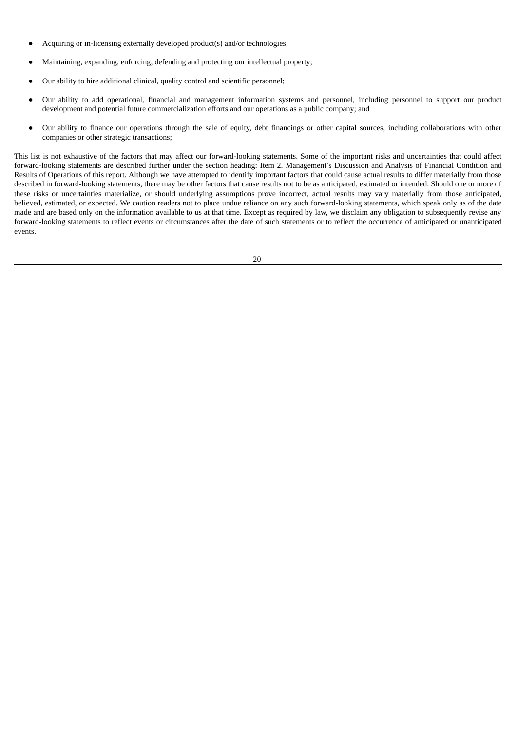- Acquiring or in-licensing externally developed product(s) and/or technologies;
- Maintaining, expanding, enforcing, defending and protecting our intellectual property;
- Our ability to hire additional clinical, quality control and scientific personnel;
- Our ability to add operational, financial and management information systems and personnel, including personnel to support our product development and potential future commercialization efforts and our operations as a public company; and
- Our ability to finance our operations through the sale of equity, debt financings or other capital sources, including collaborations with other companies or other strategic transactions;

This list is not exhaustive of the factors that may affect our forward-looking statements. Some of the important risks and uncertainties that could affect forward-looking statements are described further under the section heading: Item 2. Management's Discussion and Analysis of Financial Condition and Results of Operations of this report. Although we have attempted to identify important factors that could cause actual results to differ materially from those described in forward-looking statements, there may be other factors that cause results not to be as anticipated, estimated or intended. Should one or more of these risks or uncertainties materialize, or should underlying assumptions prove incorrect, actual results may vary materially from those anticipated, believed, estimated, or expected. We caution readers not to place undue reliance on any such forward-looking statements, which speak only as of the date made and are based only on the information available to us at that time. Except as required by law, we disclaim any obligation to subsequently revise any forward-looking statements to reflect events or circumstances after the date of such statements or to reflect the occurrence of anticipated or unanticipated events.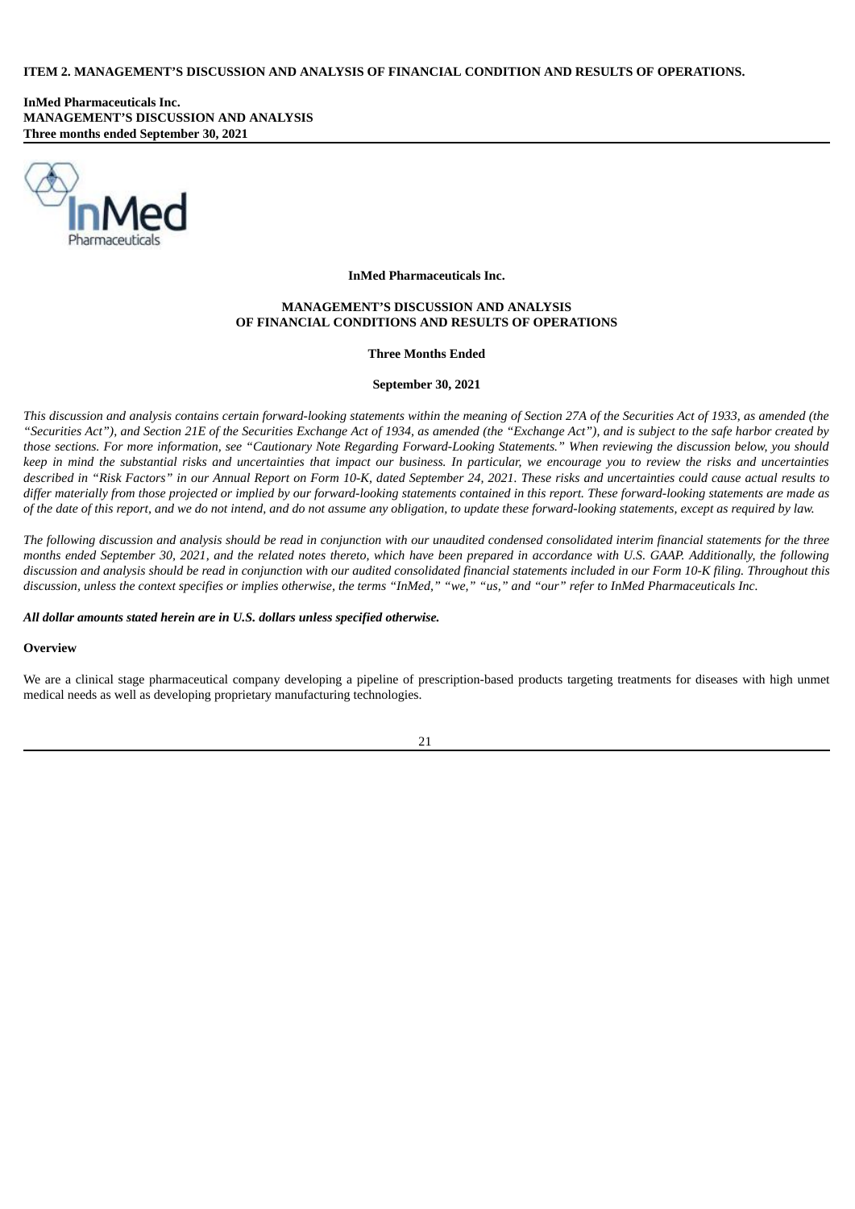**ITEM 2. MANAGEMENT'S DISCUSSION AND ANALYSIS OF FINANCIAL CONDITION AND RESULTS OF OPERATIONS.**

**InMed Pharmaceuticals Inc.**
**MANAGEMENT'S DISCUSSION AND ANALYSIS**
**Three months ended September 30, 2021**

**InMed Pharmaceuticals Inc.**

**MANAGEMENT'S DISCUSSION AND ANALYSIS**
**OF FINANCIAL CONDITIONS AND RESULTS OF OPERATIONS**

**Three Months Ended**

**September 30, 2021**

*This discussion and analysis contains certain forward-looking statements within the meaning of Section 27A of the Securities Act of 1933, as amended (the "Securities Act"), and Section 21E of the Securities Exchange Act of 1934, as amended (the "Exchange Act"), and is subject to the safe harbor created by those sections. For more information, see "Cautionary Note Regarding Forward-Looking Statements." When reviewing the discussion below, you should keep in mind the substantial risks and uncertainties that impact our business. In particular, we encourage you to review the risks and uncertainties described in "Risk Factors" in our Annual Report on Form 10-K, dated September 24, 2021. These risks and uncertainties could cause actual results to differ materially from those projected or implied by our forward-looking statements contained in this report. These forward-looking statements are made as of the date of this report, and we do not intend, and do not assume any obligation, to update these forward-looking statements, except as required by law.*

*The following discussion and analysis should be read in conjunction with our unaudited condensed consolidated interim financial statements for the three months ended September 30, 2021, and the related notes thereto, which have been prepared in accordance with U.S. GAAP. Additionally, the following discussion and analysis should be read in conjunction with our audited consolidated financial statements included in our Form 10-K filing. Throughout this discussion, unless the context specifies or implies otherwise, the terms "InMed," "we," "us," and "our" refer to InMed Pharmaceuticals Inc.*

***All dollar amounts stated herein are in U.S. dollars unless specified otherwise.***

**Overview**

We are a clinical stage pharmaceutical company developing a pipeline of prescription-based products targeting treatments for diseases with high unmet medical needs as well as developing proprietary manufacturing technologies.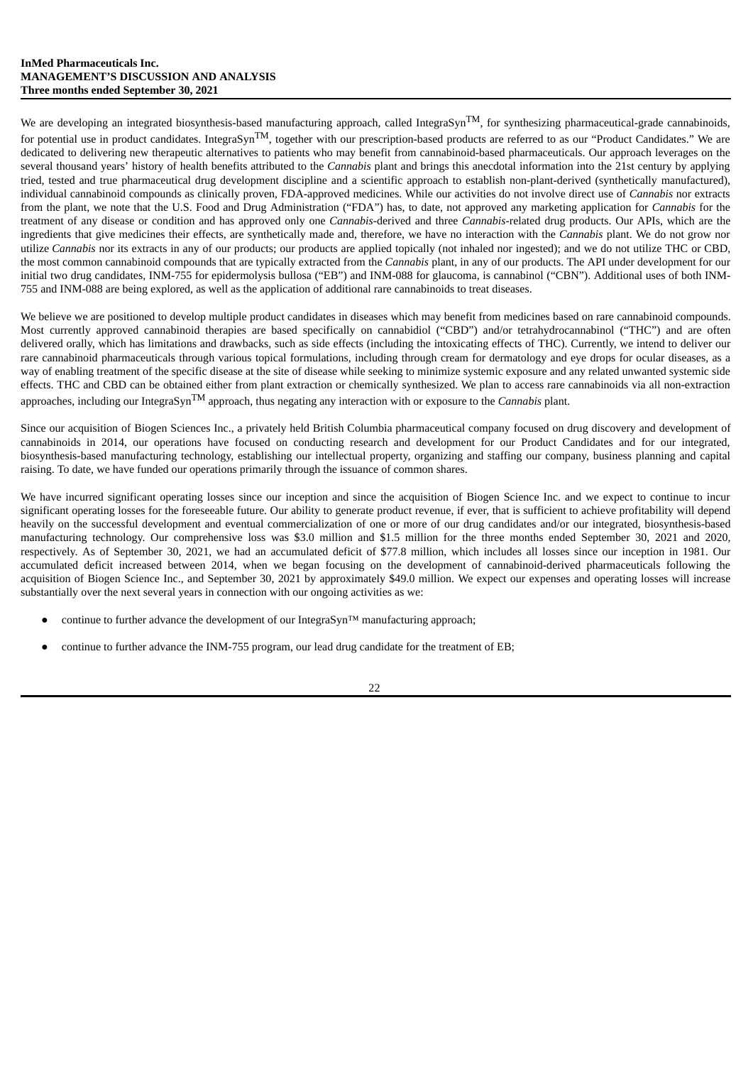We are developing an integrated biosynthesis-based manufacturing approach, called IntegraSyn™, for synthesizing pharmaceutical-grade cannabinoids, for potential use in product candidates. IntegraSyn™, together with our prescription-based products are referred to as our "Product Candidates." We are dedicated to delivering new therapeutic alternatives to patients who may benefit from cannabinoid-based pharmaceuticals. Our approach leverages on the several thousand years' history of health benefits attributed to the *Cannabis* plant and brings this anecdotal information into the 21st century by applying tried, tested and true pharmaceutical drug development discipline and a scientific approach to establish non-plant-derived (synthetically manufactured), individual cannabinoid compounds as clinically proven, FDA-approved medicines. While our activities do not involve direct use of *Cannabis* nor extracts from the plant, we note that the U.S. Food and Drug Administration ("FDA") has, to date, not approved any marketing application for *Cannabis* for the treatment of any disease or condition and has approved only one *Cannabis*-derived and three *Cannabis*-related drug products. Our APIs, which are the ingredients that give medicines their effects, are synthetically made and, therefore, we have no interaction with the *Cannabis* plant. We do not grow nor utilize *Cannabis* nor its extracts in any of our products; our products are applied topically (not inhaled nor ingested); and we do not utilize THC or CBD, the most common cannabinoid compounds that are typically extracted from the *Cannabis* plant, in any of our products. The API under development for our initial two drug candidates, INM-755 for epidermolysis bullosa ("EB") and INM-088 for glaucoma, is cannabinol ("CBN"). Additional uses of both INM-755 and INM-088 are being explored, as well as the application of additional rare cannabinoids to treat diseases.

We believe we are positioned to develop multiple product candidates in diseases which may benefit from medicines based on rare cannabinoid compounds. Most currently approved cannabinoid therapies are based specifically on cannabidiol ("CBD") and/or tetrahydrocannabinol ("THC") and are often delivered orally, which has limitations and drawbacks, such as side effects (including the intoxicating effects of THC). Currently, we intend to deliver our rare cannabinoid pharmaceuticals through various topical formulations, including through cream for dermatology and eye drops for ocular diseases, as a way of enabling treatment of the specific disease at the site of disease while seeking to minimize systemic exposure and any related unwanted systemic side effects. THC and CBD can be obtained either from plant extraction or chemically synthesized. We plan to access rare cannabinoids via all non-extraction approaches, including our IntegraSyn™ approach, thus negating any interaction with or exposure to the *Cannabis* plant.

Since our acquisition of Biogen Sciences Inc., a privately held British Columbia pharmaceutical company focused on drug discovery and development of cannabinoids in 2014, our operations have focused on conducting research and development for our Product Candidates and for our integrated, biosynthesis-based manufacturing technology, establishing our intellectual property, organizing and staffing our company, business planning and capital raising. To date, we have funded our operations primarily through the issuance of common shares.

We have incurred significant operating losses since our inception and since the acquisition of Biogen Science Inc. and we expect to continue to incur significant operating losses for the foreseeable future. Our ability to generate product revenue, if ever, that is sufficient to achieve profitability will depend heavily on the successful development and eventual commercialization of one or more of our drug candidates and/or our integrated, biosynthesis-based manufacturing technology. Our comprehensive loss was $3.0 million and $1.5 million for the three months ended September 30, 2021 and 2020, respectively. As of September 30, 2021, we had an accumulated deficit of $77.8 million, which includes all losses since our inception in 1981. Our accumulated deficit increased between 2014, when we began focusing on the development of cannabinoid-derived pharmaceuticals following the acquisition of Biogen Science Inc., and September 30, 2021 by approximately $49.0 million. We expect our expenses and operating losses will increase substantially over the next several years in connection with our ongoing activities as we:

- continue to further advance the development of our IntegraSyn™ manufacturing approach;
- continue to further advance the INM-755 program, our lead drug candidate for the treatment of EB;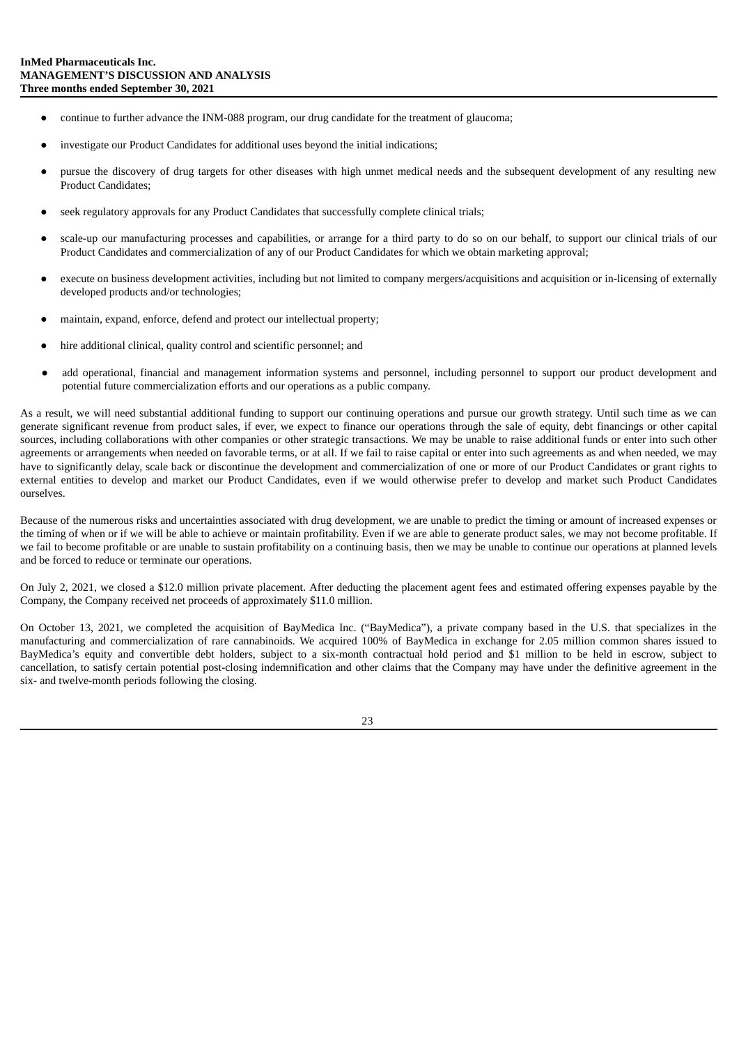- continue to further advance the INM-088 program, our drug candidate for the treatment of glaucoma;
- investigate our Product Candidates for additional uses beyond the initial indications;
- pursue the discovery of drug targets for other diseases with high unmet medical needs and the subsequent development of any resulting new Product Candidates;
- seek regulatory approvals for any Product Candidates that successfully complete clinical trials;
- scale-up our manufacturing processes and capabilities, or arrange for a third party to do so on our behalf, to support our clinical trials of our Product Candidates and commercialization of any of our Product Candidates for which we obtain marketing approval;
- execute on business development activities, including but not limited to company mergers/acquisitions and acquisition or in-licensing of externally developed products and/or technologies;
- maintain, expand, enforce, defend and protect our intellectual property;
- hire additional clinical, quality control and scientific personnel; and
- add operational, financial and management information systems and personnel, including personnel to support our product development and potential future commercialization efforts and our operations as a public company.

As a result, we will need substantial additional funding to support our continuing operations and pursue our growth strategy. Until such time as we can generate significant revenue from product sales, if ever, we expect to finance our operations through the sale of equity, debt financings or other capital sources, including collaborations with other companies or other strategic transactions. We may be unable to raise additional funds or enter into such other agreements or arrangements when needed on favorable terms, or at all. If we fail to raise capital or enter into such agreements as and when needed, we may have to significantly delay, scale back or discontinue the development and commercialization of one or more of our Product Candidates or grant rights to external entities to develop and market our Product Candidates, even if we would otherwise prefer to develop and market such Product Candidates ourselves.

Because of the numerous risks and uncertainties associated with drug development, we are unable to predict the timing or amount of increased expenses or the timing of when or if we will be able to achieve or maintain profitability. Even if we are able to generate product sales, we may not become profitable. If we fail to become profitable or are unable to sustain profitability on a continuing basis, then we may be unable to continue our operations at planned levels and be forced to reduce or terminate our operations.

On July 2, 2021, we closed a $12.0 million private placement. After deducting the placement agent fees and estimated offering expenses payable by the Company, the Company received net proceeds of approximately $11.0 million.

On October 13, 2021, we completed the acquisition of BayMedica Inc. ("BayMedica"), a private company based in the U.S. that specializes in the manufacturing and commercialization of rare cannabinoids. We acquired 100% of BayMedica in exchange for 2.05 million common shares issued to BayMedica's equity and convertible debt holders, subject to a six-month contractual hold period and $1 million to be held in escrow, subject to cancellation, to satisfy certain potential post-closing indemnification and other claims that the Company may have under the definitive agreement in the six- and twelve-month periods following the closing.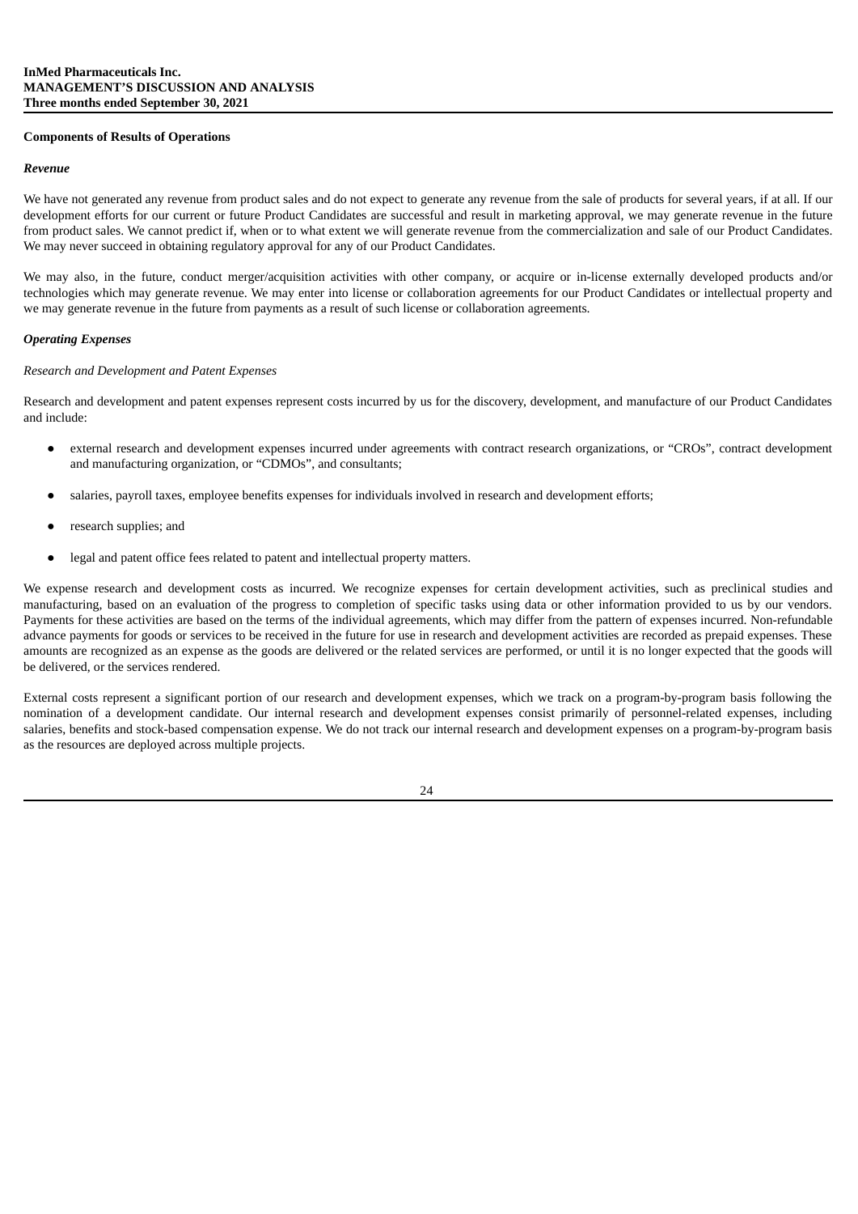**Components of Results of Operations**

***Revenue***

We have not generated any revenue from product sales and do not expect to generate any revenue from the sale of products for several years, if at all. If our development efforts for our current or future Product Candidates are successful and result in marketing approval, we may generate revenue in the future from product sales. We cannot predict if, when or to what extent we will generate revenue from the commercialization and sale of our Product Candidates. We may never succeed in obtaining regulatory approval for any of our Product Candidates.

We may also, in the future, conduct merger/acquisition activities with other company, or acquire or in-license externally developed products and/or technologies which may generate revenue. We may enter into license or collaboration agreements for our Product Candidates or intellectual property and we may generate revenue in the future from payments as a result of such license or collaboration agreements.

***Operating Expenses***

*Research and Development and Patent Expenses*

Research and development and patent expenses represent costs incurred by us for the discovery, development, and manufacture of our Product Candidates and include:

- external research and development expenses incurred under agreements with contract research organizations, or "CROs", contract development and manufacturing organization, or "CDMOs", and consultants;
- salaries, payroll taxes, employee benefits expenses for individuals involved in research and development efforts;
- research supplies; and
- legal and patent office fees related to patent and intellectual property matters.

We expense research and development costs as incurred. We recognize expenses for certain development activities, such as preclinical studies and manufacturing, based on an evaluation of the progress to completion of specific tasks using data or other information provided to us by our vendors. Payments for these activities are based on the terms of the individual agreements, which may differ from the pattern of expenses incurred. Non-refundable advance payments for goods or services to be received in the future for use in research and development activities are recorded as prepaid expenses. These amounts are recognized as an expense as the goods are delivered or the related services are performed, or until it is no longer expected that the goods will be delivered, or the services rendered.

External costs represent a significant portion of our research and development expenses, which we track on a program-by-program basis following the nomination of a development candidate. Our internal research and development expenses consist primarily of personnel-related expenses, including salaries, benefits and stock-based compensation expense. We do not track our internal research and development expenses on a program-by-program basis as the resources are deployed across multiple projects.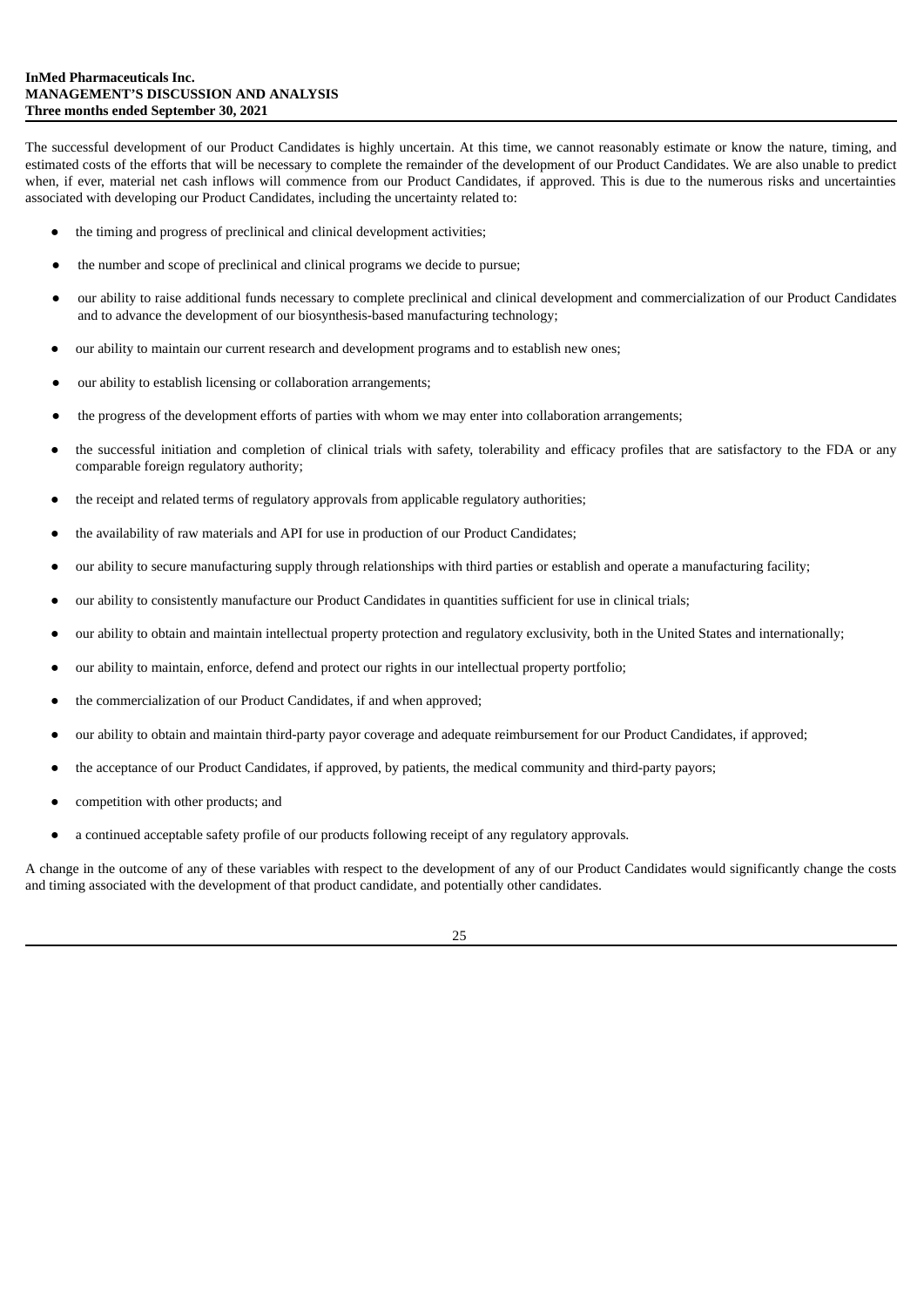The successful development of our Product Candidates is highly uncertain. At this time, we cannot reasonably estimate or know the nature, timing, and estimated costs of the efforts that will be necessary to complete the remainder of the development of our Product Candidates. We are also unable to predict when, if ever, material net cash inflows will commence from our Product Candidates, if approved. This is due to the numerous risks and uncertainties associated with developing our Product Candidates, including the uncertainty related to:

- the timing and progress of preclinical and clinical development activities;
- the number and scope of preclinical and clinical programs we decide to pursue;
- our ability to raise additional funds necessary to complete preclinical and clinical development and commercialization of our Product Candidates and to advance the development of our biosynthesis-based manufacturing technology;
- our ability to maintain our current research and development programs and to establish new ones;
- our ability to establish licensing or collaboration arrangements;
- the progress of the development efforts of parties with whom we may enter into collaboration arrangements;
- the successful initiation and completion of clinical trials with safety, tolerability and efficacy profiles that are satisfactory to the FDA or any comparable foreign regulatory authority;
- the receipt and related terms of regulatory approvals from applicable regulatory authorities;
- the availability of raw materials and API for use in production of our Product Candidates;
- our ability to secure manufacturing supply through relationships with third parties or establish and operate a manufacturing facility;
- our ability to consistently manufacture our Product Candidates in quantities sufficient for use in clinical trials;
- our ability to obtain and maintain intellectual property protection and regulatory exclusivity, both in the United States and internationally;
- our ability to maintain, enforce, defend and protect our rights in our intellectual property portfolio;
- the commercialization of our Product Candidates, if and when approved;
- our ability to obtain and maintain third-party payor coverage and adequate reimbursement for our Product Candidates, if approved;
- the acceptance of our Product Candidates, if approved, by patients, the medical community and third-party payors;
- competition with other products; and
- a continued acceptable safety profile of our products following receipt of any regulatory approvals.

A change in the outcome of any of these variables with respect to the development of any of our Product Candidates would significantly change the costs and timing associated with the development of that product candidate, and potentially other candidates.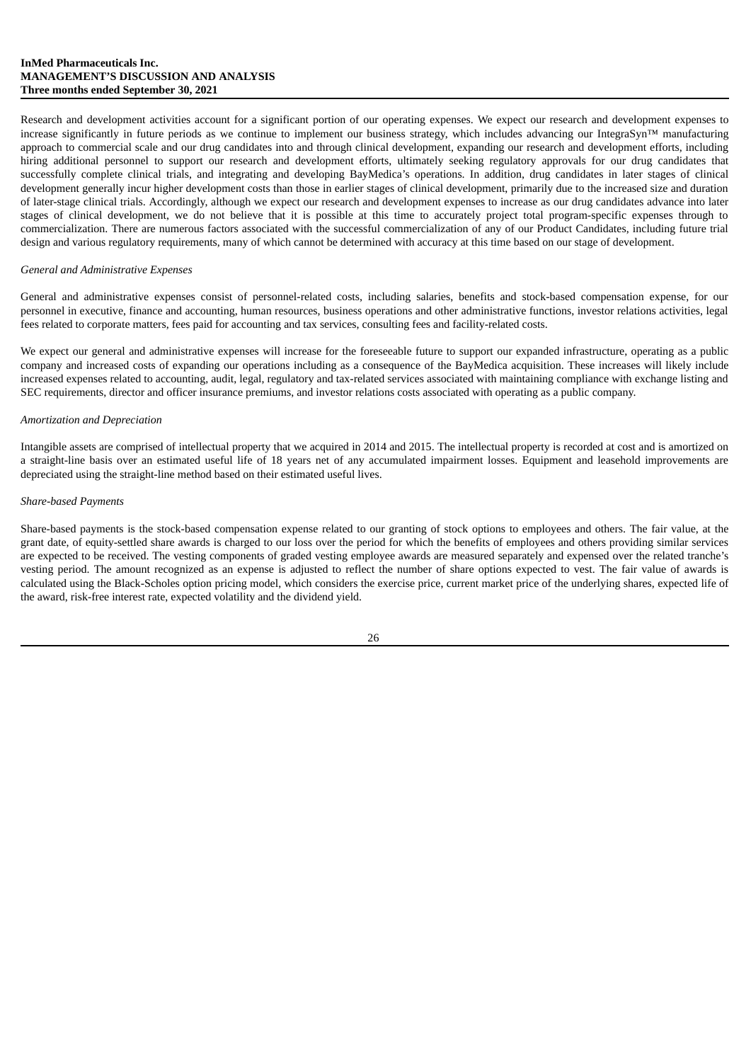Research and development activities account for a significant portion of our operating expenses. We expect our research and development expenses to increase significantly in future periods as we continue to implement our business strategy, which includes advancing our IntegraSyn™ manufacturing approach to commercial scale and our drug candidates into and through clinical development, expanding our research and development efforts, including hiring additional personnel to support our research and development efforts, ultimately seeking regulatory approvals for our drug candidates that successfully complete clinical trials, and integrating and developing BayMedica's operations. In addition, drug candidates in later stages of clinical development generally incur higher development costs than those in earlier stages of clinical development, primarily due to the increased size and duration of later-stage clinical trials. Accordingly, although we expect our research and development expenses to increase as our drug candidates advance into later stages of clinical development, we do not believe that it is possible at this time to accurately project total program-specific expenses through to commercialization. There are numerous factors associated with the successful commercialization of any of our Product Candidates, including future trial design and various regulatory requirements, many of which cannot be determined with accuracy at this time based on our stage of development.

*General and Administrative Expenses*

General and administrative expenses consist of personnel-related costs, including salaries, benefits and stock-based compensation expense, for our personnel in executive, finance and accounting, human resources, business operations and other administrative functions, investor relations activities, legal fees related to corporate matters, fees paid for accounting and tax services, consulting fees and facility-related costs.

We expect our general and administrative expenses will increase for the foreseeable future to support our expanded infrastructure, operating as a public company and increased costs of expanding our operations including as a consequence of the BayMedica acquisition. These increases will likely include increased expenses related to accounting, audit, legal, regulatory and tax-related services associated with maintaining compliance with exchange listing and SEC requirements, director and officer insurance premiums, and investor relations costs associated with operating as a public company.

*Amortization and Depreciation*

Intangible assets are comprised of intellectual property that we acquired in 2014 and 2015. The intellectual property is recorded at cost and is amortized on a straight-line basis over an estimated useful life of 18 years net of any accumulated impairment losses. Equipment and leasehold improvements are depreciated using the straight-line method based on their estimated useful lives.

*Share-based Payments*

Share-based payments is the stock-based compensation expense related to our granting of stock options to employees and others. The fair value, at the grant date, of equity-settled share awards is charged to our loss over the period for which the benefits of employees and others providing similar services are expected to be received. The vesting components of graded vesting employee awards are measured separately and expensed over the related tranche's vesting period. The amount recognized as an expense is adjusted to reflect the number of share options expected to vest. The fair value of awards is calculated using the Black-Scholes option pricing model, which considers the exercise price, current market price of the underlying shares, expected life of the award, risk-free interest rate, expected volatility and the dividend yield.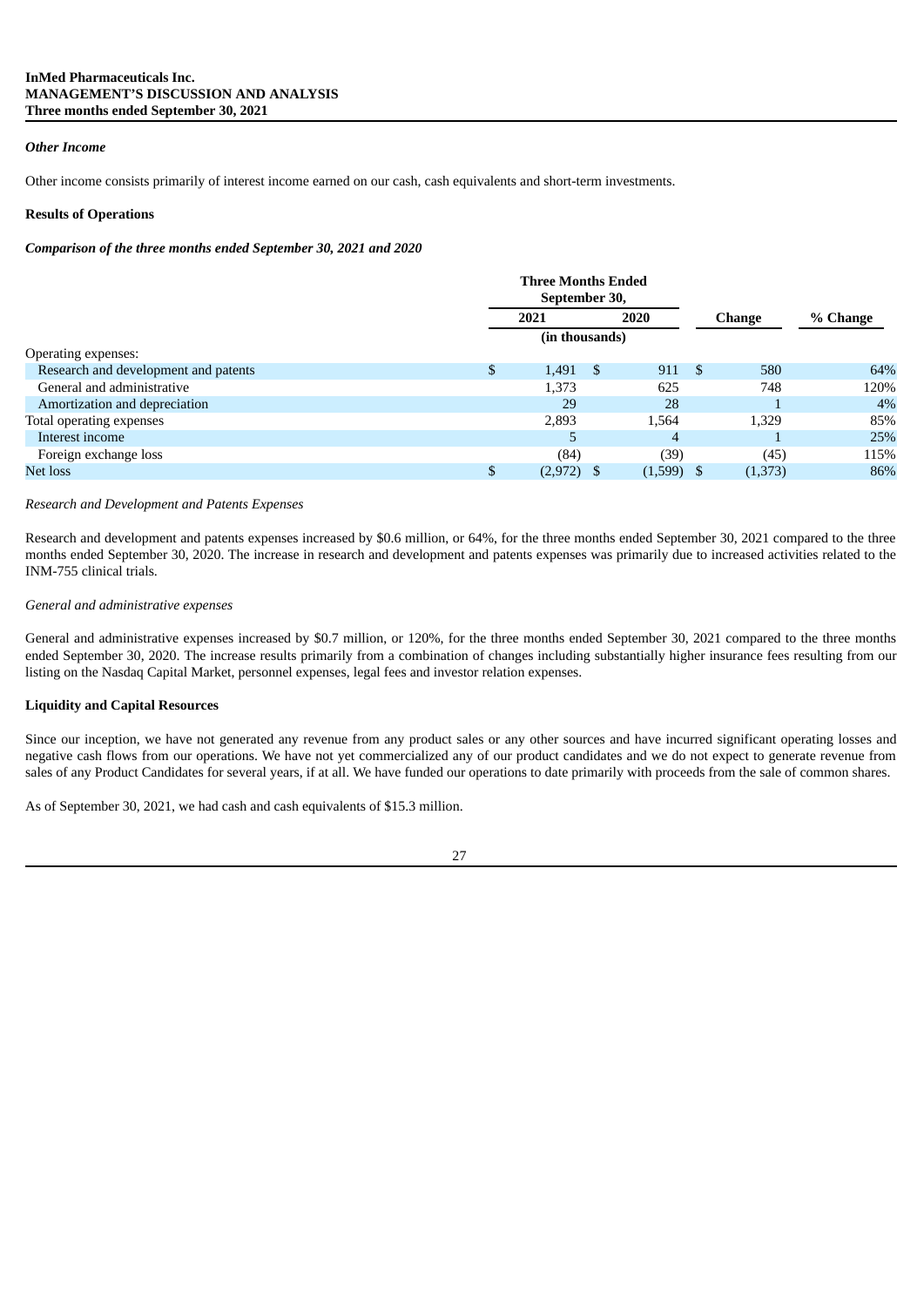*Other Income*

Other income consists primarily of interest income earned on our cash, cash equivalents and short-term investments.

**Results of Operations**

***Comparison of the three months ended September 30, 2021 and 2020***

| | Three Months Ended September 30, | | | |
|---|---|---|---|---|
| | 2021 | 2020 | Change | % Change |
| | (in thousands) | | | |
| Operating expenses: | | | | |
| Research and development and patents | $ 1,491 | $ 911 | $ 580 | 64% |
| General and administrative | 1,373 | 625 | 748 | 120% |
| Amortization and depreciation | 29 | 28 | 1 | 4% |
| Total operating expenses | 2,893 | 1,564 | 1,329 | 85% |
| Interest income | 5 | 4 | 1 | 25% |
| Foreign exchange loss | (84) | (39) | (45) | 115% |
| Net loss | $ (2,972) | $ (1,599) | $ (1,373) | 86% |

*Research and Development and Patents Expenses*

Research and development and patents expenses increased by $0.6 million, or 64%, for the three months ended September 30, 2021 compared to the three months ended September 30, 2020. The increase in research and development and patents expenses was primarily due to increased activities related to the INM-755 clinical trials.

*General and administrative expenses*

General and administrative expenses increased by $0.7 million, or 120%, for the three months ended September 30, 2021 compared to the three months ended September 30, 2020. The increase results primarily from a combination of changes including substantially higher insurance fees resulting from our listing on the Nasdaq Capital Market, personnel expenses, legal fees and investor relation expenses.

**Liquidity and Capital Resources**

Since our inception, we have not generated any revenue from any product sales or any other sources and have incurred significant operating losses and negative cash flows from our operations. We have not yet commercialized any of our product candidates and we do not expect to generate revenue from sales of any Product Candidates for several years, if at all. We have funded our operations to date primarily with proceeds from the sale of common shares.

As of September 30, 2021, we had cash and cash equivalents of $15.3 million.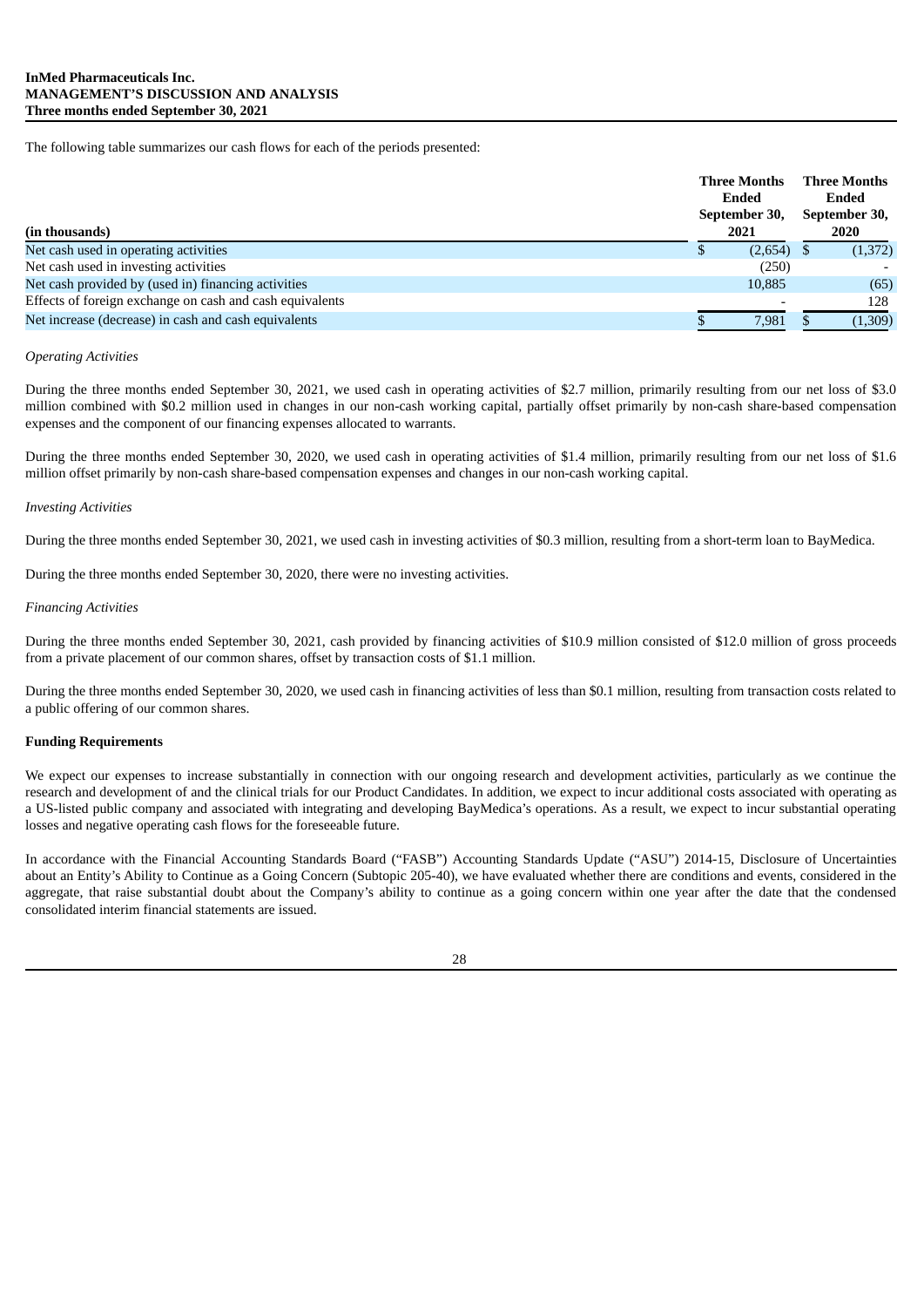The following table summarizes our cash flows for each of the periods presented:

| (in thousands) | Three Months Ended September 30, 2021 | Three Months Ended September 30, 2020 |
|---|---|---|
| Net cash used in operating activities | $ (2,654) | $ (1,372) |
| Net cash used in investing activities | (250) | - |
| Net cash provided by (used in) financing activities | 10,885 | (65) |
| Effects of foreign exchange on cash and cash equivalents | - | 128 |
| Net increase (decrease) in cash and cash equivalents | $ 7,981 | $ (1,309) |

*Operating Activities*

During the three months ended September 30, 2021, we used cash in operating activities of $2.7 million, primarily resulting from our net loss of $3.0 million combined with $0.2 million used in changes in our non-cash working capital, partially offset primarily by non-cash share-based compensation expenses and the component of our financing expenses allocated to warrants.

During the three months ended September 30, 2020, we used cash in operating activities of $1.4 million, primarily resulting from our net loss of $1.6 million offset primarily by non-cash share-based compensation expenses and changes in our non-cash working capital.

*Investing Activities*

During the three months ended September 30, 2021, we used cash in investing activities of $0.3 million, resulting from a short-term loan to BayMedica.

During the three months ended September 30, 2020, there were no investing activities.

*Financing Activities*

During the three months ended September 30, 2021, cash provided by financing activities of $10.9 million consisted of $12.0 million of gross proceeds from a private placement of our common shares, offset by transaction costs of $1.1 million.

During the three months ended September 30, 2020, we used cash in financing activities of less than $0.1 million, resulting from transaction costs related to a public offering of our common shares.

**Funding Requirements**

We expect our expenses to increase substantially in connection with our ongoing research and development activities, particularly as we continue the research and development of and the clinical trials for our Product Candidates. In addition, we expect to incur additional costs associated with operating as a US-listed public company and associated with integrating and developing BayMedica's operations. As a result, we expect to incur substantial operating losses and negative operating cash flows for the foreseeable future.

In accordance with the Financial Accounting Standards Board ("FASB") Accounting Standards Update ("ASU") 2014-15, Disclosure of Uncertainties about an Entity's Ability to Continue as a Going Concern (Subtopic 205-40), we have evaluated whether there are conditions and events, considered in the aggregate, that raise substantial doubt about the Company's ability to continue as a going concern within one year after the date that the condensed consolidated interim financial statements are issued.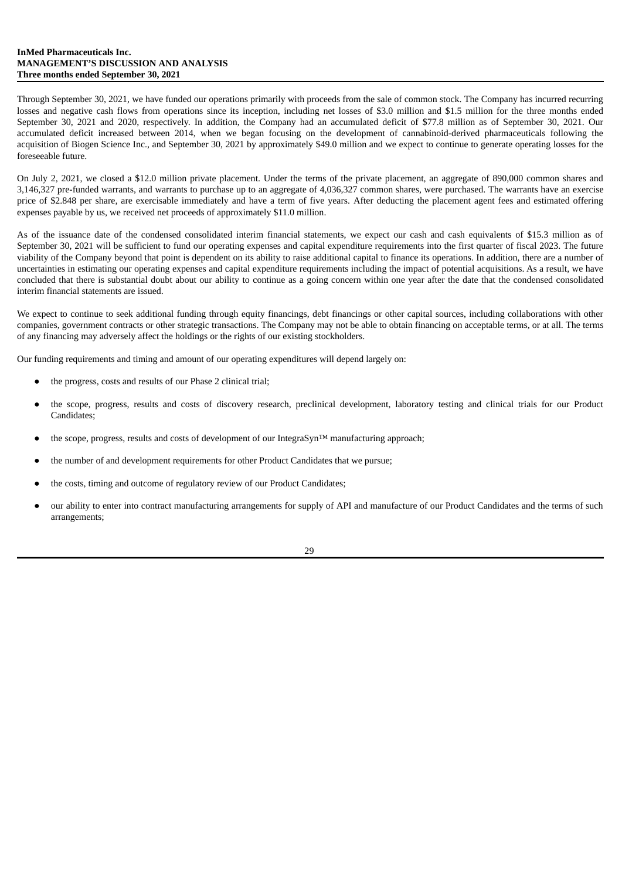Through September 30, 2021, we have funded our operations primarily with proceeds from the sale of common stock. The Company has incurred recurring losses and negative cash flows from operations since its inception, including net losses of $3.0 million and $1.5 million for the three months ended September 30, 2021 and 2020, respectively. In addition, the Company had an accumulated deficit of $77.8 million as of September 30, 2021. Our accumulated deficit increased between 2014, when we began focusing on the development of cannabinoid-derived pharmaceuticals following the acquisition of Biogen Science Inc., and September 30, 2021 by approximately $49.0 million and we expect to continue to generate operating losses for the foreseeable future.

On July 2, 2021, we closed a $12.0 million private placement. Under the terms of the private placement, an aggregate of 890,000 common shares and 3,146,327 pre-funded warrants, and warrants to purchase up to an aggregate of 4,036,327 common shares, were purchased. The warrants have an exercise price of $2.848 per share, are exercisable immediately and have a term of five years. After deducting the placement agent fees and estimated offering expenses payable by us, we received net proceeds of approximately $11.0 million.

As of the issuance date of the condensed consolidated interim financial statements, we expect our cash and cash equivalents of $15.3 million as of September 30, 2021 will be sufficient to fund our operating expenses and capital expenditure requirements into the first quarter of fiscal 2023. The future viability of the Company beyond that point is dependent on its ability to raise additional capital to finance its operations. In addition, there are a number of uncertainties in estimating our operating expenses and capital expenditure requirements including the impact of potential acquisitions. As a result, we have concluded that there is substantial doubt about our ability to continue as a going concern within one year after the date that the condensed consolidated interim financial statements are issued.

We expect to continue to seek additional funding through equity financings, debt financings or other capital sources, including collaborations with other companies, government contracts or other strategic transactions. The Company may not be able to obtain financing on acceptable terms, or at all. The terms of any financing may adversely affect the holdings or the rights of our existing stockholders.

Our funding requirements and timing and amount of our operating expenditures will depend largely on:

- the progress, costs and results of our Phase 2 clinical trial;
- the scope, progress, results and costs of discovery research, preclinical development, laboratory testing and clinical trials for our Product Candidates;
- the scope, progress, results and costs of development of our IntegraSyn™ manufacturing approach;
- the number of and development requirements for other Product Candidates that we pursue;
- the costs, timing and outcome of regulatory review of our Product Candidates;
- our ability to enter into contract manufacturing arrangements for supply of API and manufacture of our Product Candidates and the terms of such arrangements;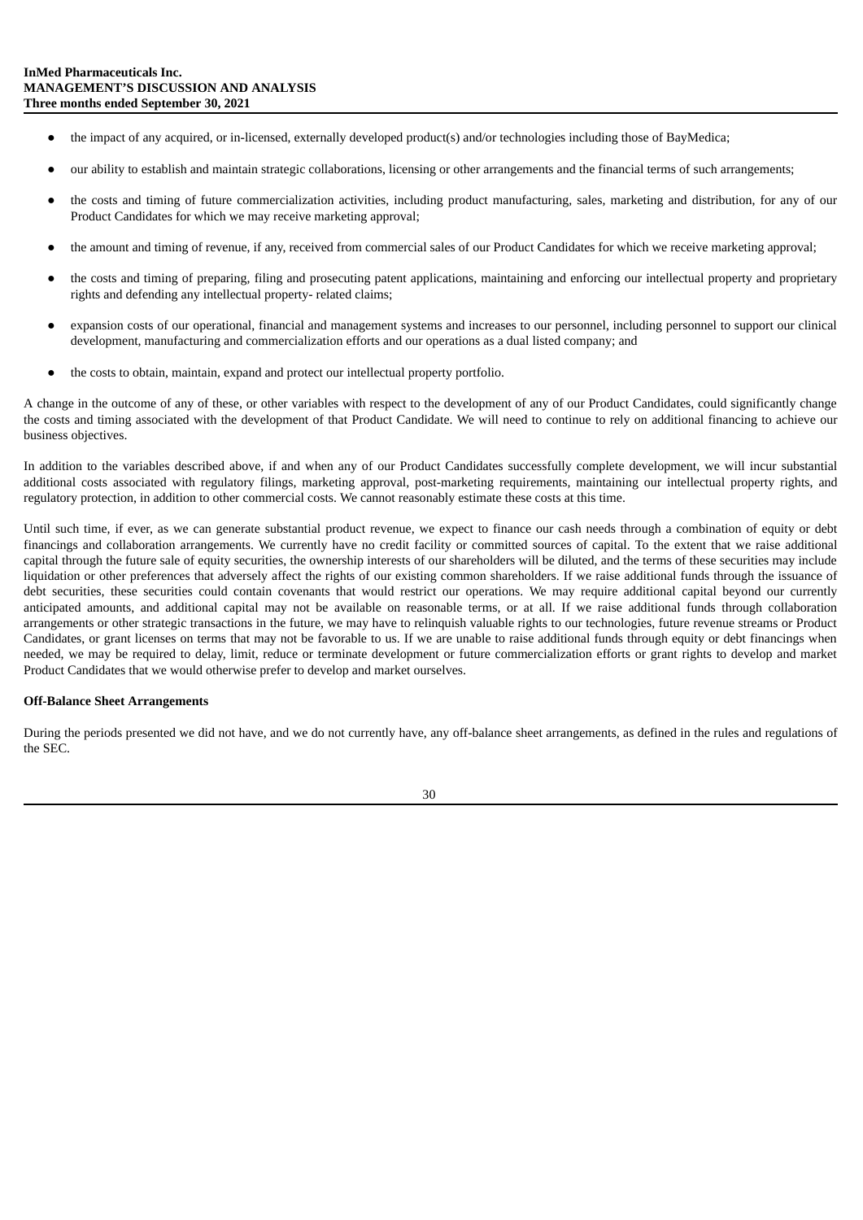- the impact of any acquired, or in-licensed, externally developed product(s) and/or technologies including those of BayMedica;
- our ability to establish and maintain strategic collaborations, licensing or other arrangements and the financial terms of such arrangements;
- the costs and timing of future commercialization activities, including product manufacturing, sales, marketing and distribution, for any of our Product Candidates for which we may receive marketing approval;
- the amount and timing of revenue, if any, received from commercial sales of our Product Candidates for which we receive marketing approval;
- the costs and timing of preparing, filing and prosecuting patent applications, maintaining and enforcing our intellectual property and proprietary rights and defending any intellectual property- related claims;
- expansion costs of our operational, financial and management systems and increases to our personnel, including personnel to support our clinical development, manufacturing and commercialization efforts and our operations as a dual listed company; and
- the costs to obtain, maintain, expand and protect our intellectual property portfolio.

A change in the outcome of any of these, or other variables with respect to the development of any of our Product Candidates, could significantly change the costs and timing associated with the development of that Product Candidate. We will need to continue to rely on additional financing to achieve our business objectives.

In addition to the variables described above, if and when any of our Product Candidates successfully complete development, we will incur substantial additional costs associated with regulatory filings, marketing approval, post-marketing requirements, maintaining our intellectual property rights, and regulatory protection, in addition to other commercial costs. We cannot reasonably estimate these costs at this time.

Until such time, if ever, as we can generate substantial product revenue, we expect to finance our cash needs through a combination of equity or debt financings and collaboration arrangements. We currently have no credit facility or committed sources of capital. To the extent that we raise additional capital through the future sale of equity securities, the ownership interests of our shareholders will be diluted, and the terms of these securities may include liquidation or other preferences that adversely affect the rights of our existing common shareholders. If we raise additional funds through the issuance of debt securities, these securities could contain covenants that would restrict our operations. We may require additional capital beyond our currently anticipated amounts, and additional capital may not be available on reasonable terms, or at all. If we raise additional funds through collaboration arrangements or other strategic transactions in the future, we may have to relinquish valuable rights to our technologies, future revenue streams or Product Candidates, or grant licenses on terms that may not be favorable to us. If we are unable to raise additional funds through equity or debt financings when needed, we may be required to delay, limit, reduce or terminate development or future commercialization efforts or grant rights to develop and market Product Candidates that we would otherwise prefer to develop and market ourselves.

**Off-Balance Sheet Arrangements**

During the periods presented we did not have, and we do not currently have, any off-balance sheet arrangements, as defined in the rules and regulations of the SEC.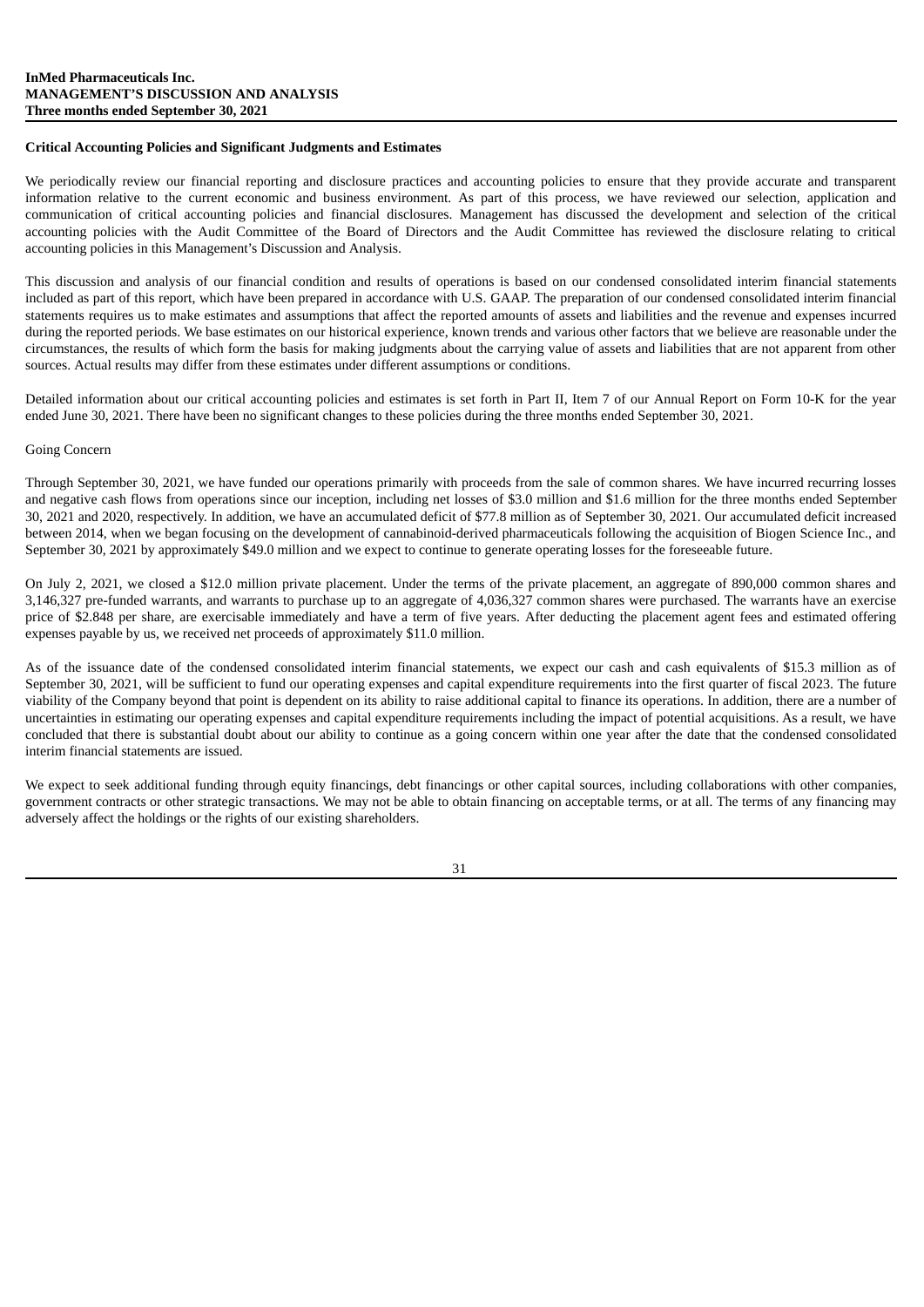#### Critical Accounting Policies and Significant Judgments and Estimates

We periodically review our financial reporting and disclosure practices and accounting policies to ensure that they provide accurate and transparent information relative to the current economic and business environment. As part of this process, we have reviewed our selection, application and communication of critical accounting policies and financial disclosures. Management has discussed the development and selection of the critical accounting policies with the Audit Committee of the Board of Directors and the Audit Committee has reviewed the disclosure relating to critical accounting policies in this Management's Discussion and Analysis.

This discussion and analysis of our financial condition and results of operations is based on our condensed consolidated interim financial statements included as part of this report, which have been prepared in accordance with U.S. GAAP. The preparation of our condensed consolidated interim financial statements requires us to make estimates and assumptions that affect the reported amounts of assets and liabilities and the revenue and expenses incurred during the reported periods. We base estimates on our historical experience, known trends and various other factors that we believe are reasonable under the circumstances, the results of which form the basis for making judgments about the carrying value of assets and liabilities that are not apparent from other sources. Actual results may differ from these estimates under different assumptions or conditions.

Detailed information about our critical accounting policies and estimates is set forth in Part II, Item 7 of our Annual Report on Form 10-K for the year ended June 30, 2021. There have been no significant changes to these policies during the three months ended September 30, 2021.

Going Concern

Through September 30, 2021, we have funded our operations primarily with proceeds from the sale of common shares. We have incurred recurring losses and negative cash flows from operations since our inception, including net losses of $3.0 million and $1.6 million for the three months ended September 30, 2021 and 2020, respectively. In addition, we have an accumulated deficit of $77.8 million as of September 30, 2021. Our accumulated deficit increased between 2014, when we began focusing on the development of cannabinoid-derived pharmaceuticals following the acquisition of Biogen Science Inc., and September 30, 2021 by approximately $49.0 million and we expect to continue to generate operating losses for the foreseeable future.

On July 2, 2021, we closed a $12.0 million private placement. Under the terms of the private placement, an aggregate of 890,000 common shares and 3,146,327 pre-funded warrants, and warrants to purchase up to an aggregate of 4,036,327 common shares were purchased. The warrants have an exercise price of $2.848 per share, are exercisable immediately and have a term of five years. After deducting the placement agent fees and estimated offering expenses payable by us, we received net proceeds of approximately $11.0 million.

As of the issuance date of the condensed consolidated interim financial statements, we expect our cash and cash equivalents of $15.3 million as of September 30, 2021, will be sufficient to fund our operating expenses and capital expenditure requirements into the first quarter of fiscal 2023. The future viability of the Company beyond that point is dependent on its ability to raise additional capital to finance its operations. In addition, there are a number of uncertainties in estimating our operating expenses and capital expenditure requirements including the impact of potential acquisitions. As a result, we have concluded that there is substantial doubt about our ability to continue as a going concern within one year after the date that the condensed consolidated interim financial statements are issued.

We expect to seek additional funding through equity financings, debt financings or other capital sources, including collaborations with other companies, government contracts or other strategic transactions. We may not be able to obtain financing on acceptable terms, or at all. The terms of any financing may adversely affect the holdings or the rights of our existing shareholders.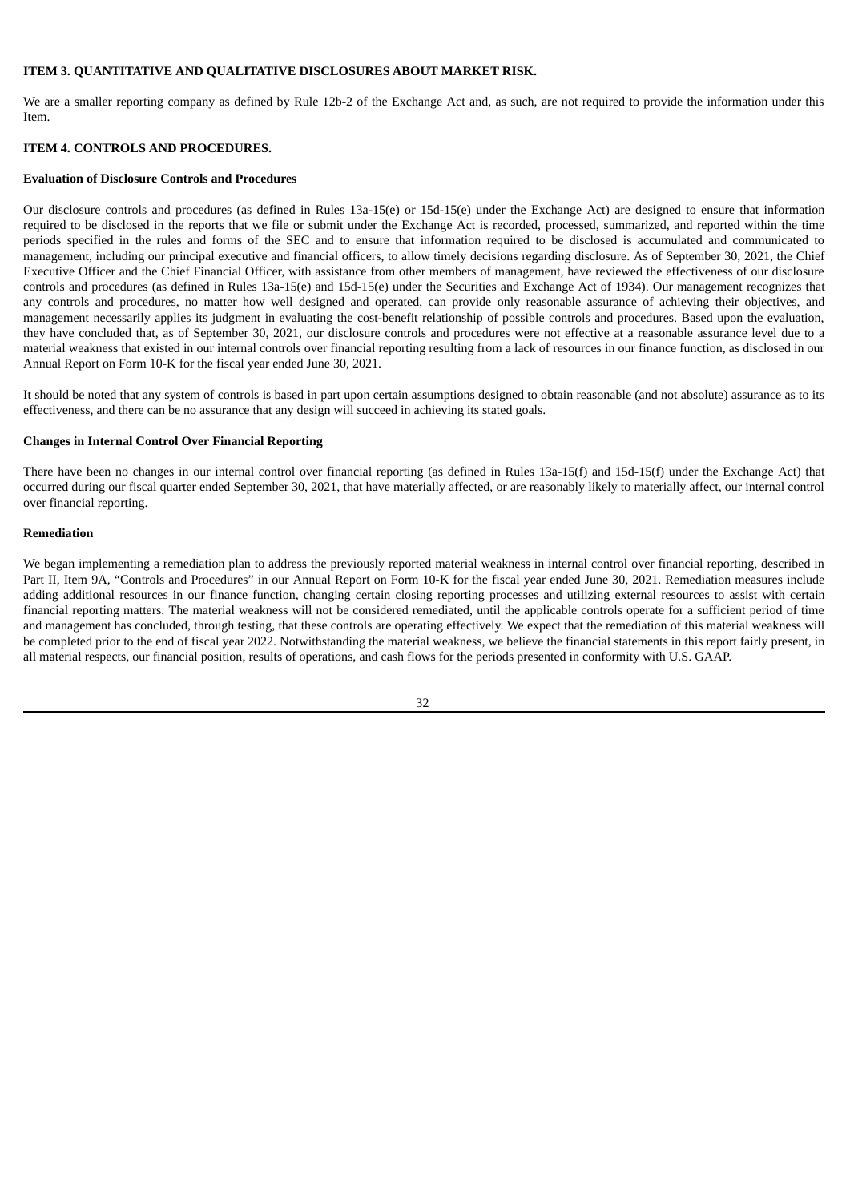**ITEM 3. QUANTITATIVE AND QUALITATIVE DISCLOSURES ABOUT MARKET RISK.**

We are a smaller reporting company as defined by Rule 12b-2 of the Exchange Act and, as such, are not required to provide the information under this Item.

**ITEM 4. CONTROLS AND PROCEDURES.**

**Evaluation of Disclosure Controls and Procedures**

Our disclosure controls and procedures (as defined in Rules 13a-15(e) or 15d-15(e) under the Exchange Act) are designed to ensure that information required to be disclosed in the reports that we file or submit under the Exchange Act is recorded, processed, summarized, and reported within the time periods specified in the rules and forms of the SEC and to ensure that information required to be disclosed is accumulated and communicated to management, including our principal executive and financial officers, to allow timely decisions regarding disclosure. As of September 30, 2021, the Chief Executive Officer and the Chief Financial Officer, with assistance from other members of management, have reviewed the effectiveness of our disclosure controls and procedures (as defined in Rules 13a-15(e) and 15d-15(e) under the Securities and Exchange Act of 1934). Our management recognizes that any controls and procedures, no matter how well designed and operated, can provide only reasonable assurance of achieving their objectives, and management necessarily applies its judgment in evaluating the cost-benefit relationship of possible controls and procedures. Based upon the evaluation, they have concluded that, as of September 30, 2021, our disclosure controls and procedures were not effective at a reasonable assurance level due to a material weakness that existed in our internal controls over financial reporting resulting from a lack of resources in our finance function, as disclosed in our Annual Report on Form 10-K for the fiscal year ended June 30, 2021.

It should be noted that any system of controls is based in part upon certain assumptions designed to obtain reasonable (and not absolute) assurance as to its effectiveness, and there can be no assurance that any design will succeed in achieving its stated goals.

**Changes in Internal Control Over Financial Reporting**

There have been no changes in our internal control over financial reporting (as defined in Rules 13a-15(f) and 15d-15(f) under the Exchange Act) that occurred during our fiscal quarter ended September 30, 2021, that have materially affected, or are reasonably likely to materially affect, our internal control over financial reporting.

**Remediation**

We began implementing a remediation plan to address the previously reported material weakness in internal control over financial reporting, described in Part II, Item 9A, "Controls and Procedures" in our Annual Report on Form 10-K for the fiscal year ended June 30, 2021. Remediation measures include adding additional resources in our finance function, changing certain closing reporting processes and utilizing external resources to assist with certain financial reporting matters. The material weakness will not be considered remediated, until the applicable controls operate for a sufficient period of time and management has concluded, through testing, that these controls are operating effectively. We expect that the remediation of this material weakness will be completed prior to the end of fiscal year 2022. Notwithstanding the material weakness, we believe the financial statements in this report fairly present, in all material respects, our financial position, results of operations, and cash flows for the periods presented in conformity with U.S. GAAP.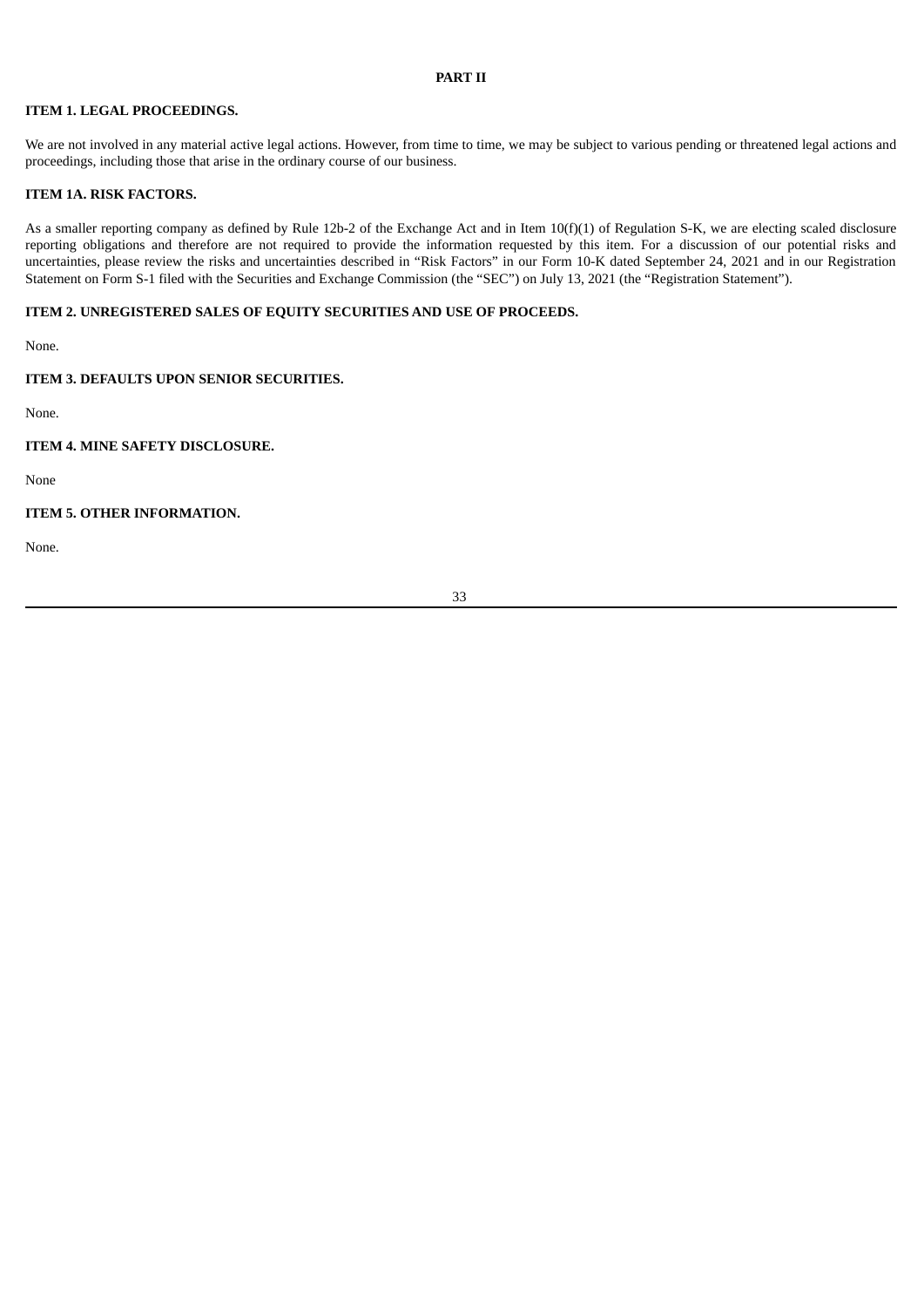## PART II

### ITEM 1. LEGAL PROCEEDINGS.

We are not involved in any material active legal actions. However, from time to time, we may be subject to various pending or threatened legal actions and proceedings, including those that arise in the ordinary course of our business.

### ITEM 1A. RISK FACTORS.

As a smaller reporting company as defined by Rule 12b-2 of the Exchange Act and in Item 10(f)(1) of Regulation S-K, we are electing scaled disclosure reporting obligations and therefore are not required to provide the information requested by this item. For a discussion of our potential risks and uncertainties, please review the risks and uncertainties described in "Risk Factors" in our Form 10-K dated September 24, 2021 and in our Registration Statement on Form S-1 filed with the Securities and Exchange Commission (the "SEC") on July 13, 2021 (the "Registration Statement").

### ITEM 2. UNREGISTERED SALES OF EQUITY SECURITIES AND USE OF PROCEEDS.

None.

### ITEM 3. DEFAULTS UPON SENIOR SECURITIES.

None.

### ITEM 4. MINE SAFETY DISCLOSURE.

None

### ITEM 5. OTHER INFORMATION.

None.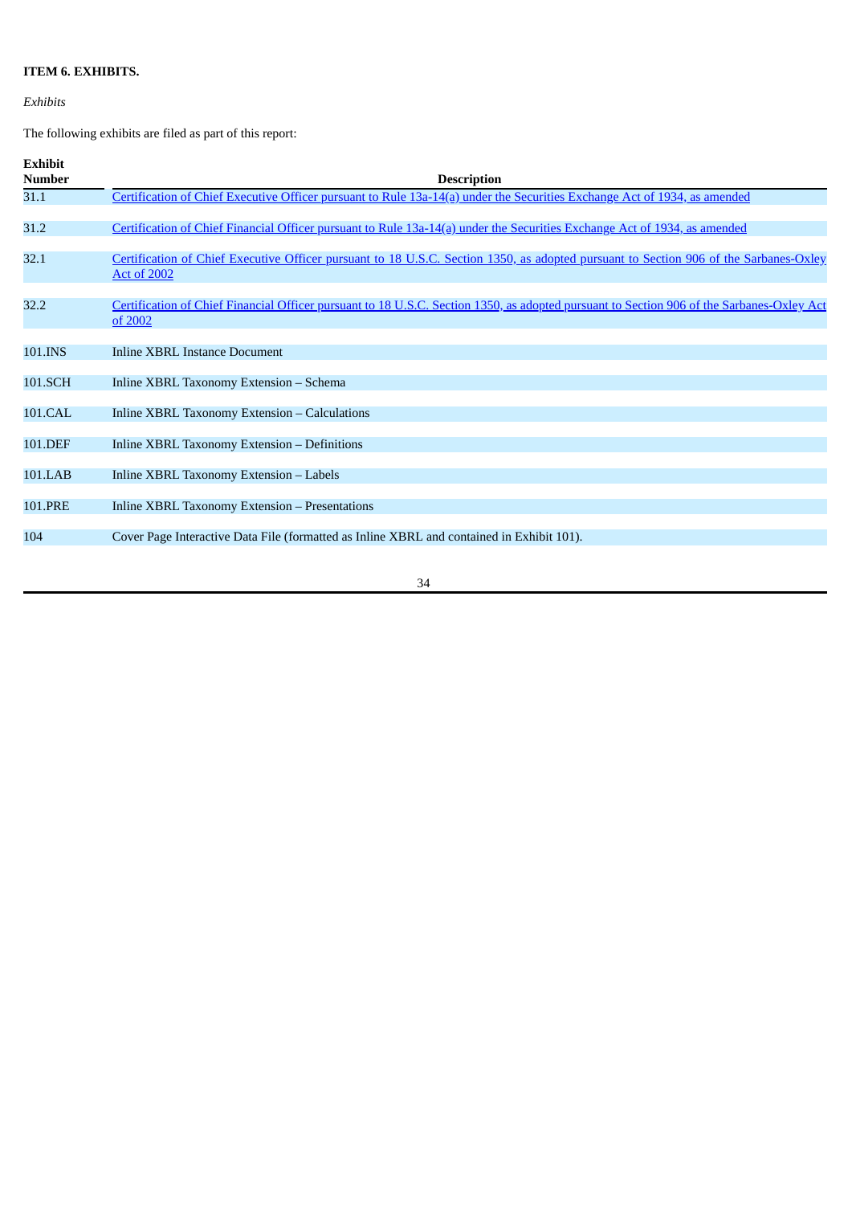**ITEM 6. EXHIBITS.**

*Exhibits*

The following exhibits are filed as part of this report:

| Exhibit Number | Description |
|---|---|
| 31.1 | Certification of Chief Executive Officer pursuant to Rule 13a-14(a) under the Securities Exchange Act of 1934, as amended |
| 31.2 | Certification of Chief Financial Officer pursuant to Rule 13a-14(a) under the Securities Exchange Act of 1934, as amended |
| 32.1 | Certification of Chief Executive Officer pursuant to 18 U.S.C. Section 1350, as adopted pursuant to Section 906 of the Sarbanes-Oxley Act of 2002 |
| 32.2 | Certification of Chief Financial Officer pursuant to 18 U.S.C. Section 1350, as adopted pursuant to Section 906 of the Sarbanes-Oxley Act of 2002 |
| 101.INS | Inline XBRL Instance Document |
| 101.SCH | Inline XBRL Taxonomy Extension – Schema |
| 101.CAL | Inline XBRL Taxonomy Extension – Calculations |
| 101.DEF | Inline XBRL Taxonomy Extension – Definitions |
| 101.LAB | Inline XBRL Taxonomy Extension – Labels |
| 101.PRE | Inline XBRL Taxonomy Extension – Presentations |
| 104 | Cover Page Interactive Data File (formatted as Inline XBRL and contained in Exhibit 101). |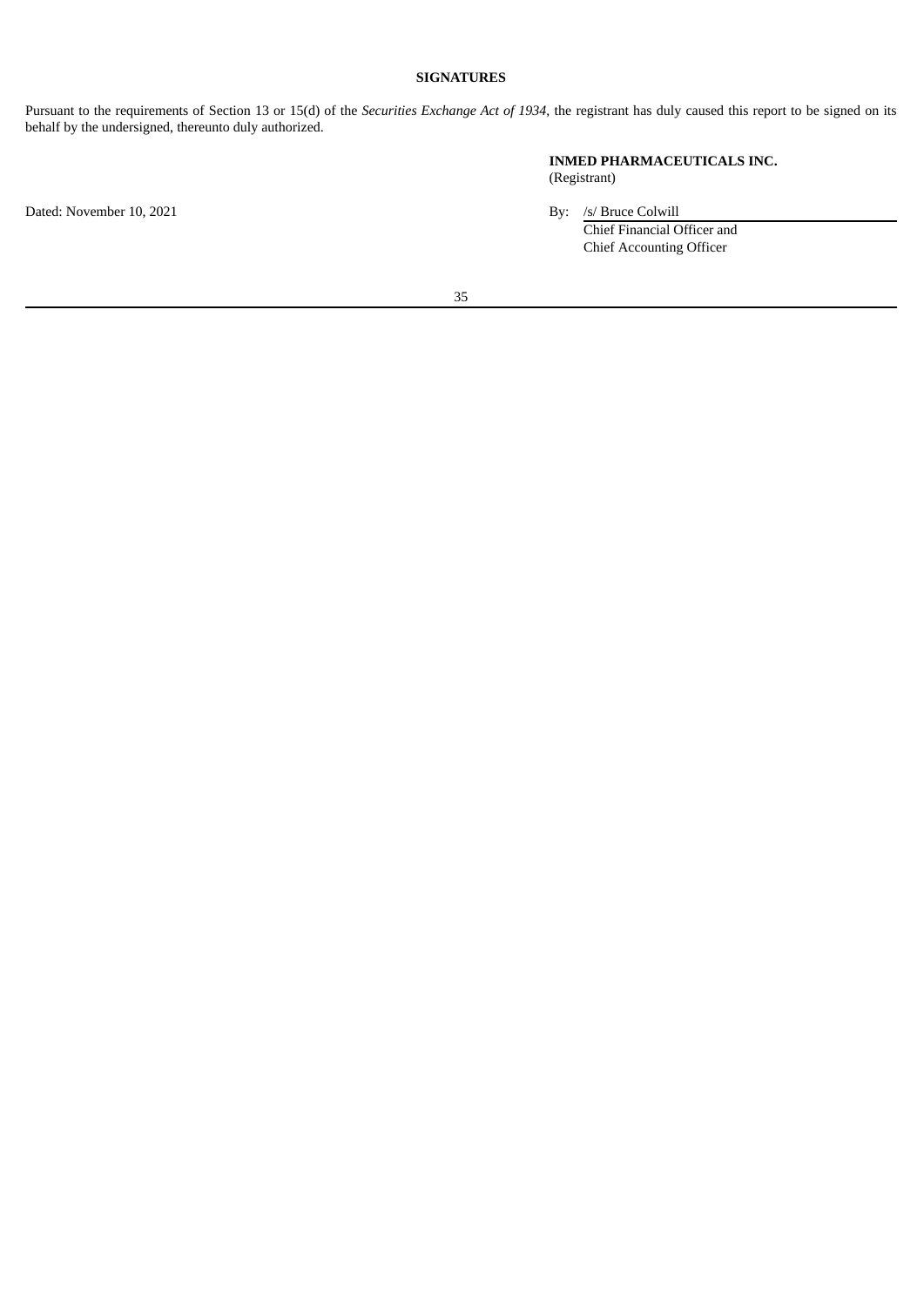**SIGNATURES**

Pursuant to the requirements of Section 13 or 15(d) of the *Securities Exchange Act of 1934*, the registrant has duly caused this report to be signed on its behalf by the undersigned, thereunto duly authorized.

**INMED PHARMACEUTICALS INC.**
(Registrant)

Dated: November 10, 2021

By: /s/ Bruce Colwill
Chief Financial Officer and
Chief Accounting Officer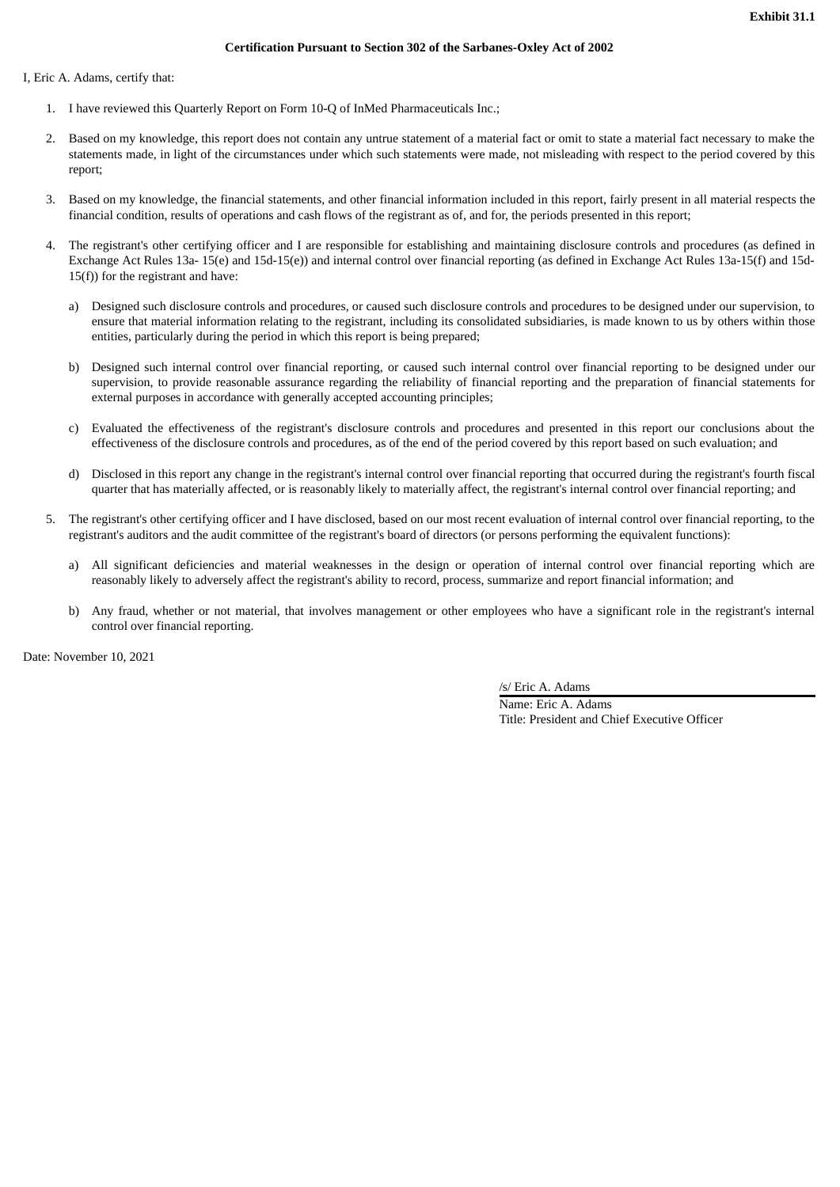**Exhibit 31.1**

**Certification Pursuant to Section 302 of the Sarbanes-Oxley Act of 2002**

I, Eric A. Adams, certify that:

1. I have reviewed this Quarterly Report on Form 10-Q of InMed Pharmaceuticals Inc.;

2. Based on my knowledge, this report does not contain any untrue statement of a material fact or omit to state a material fact necessary to make the statements made, in light of the circumstances under which such statements were made, not misleading with respect to the period covered by this report;

3. Based on my knowledge, the financial statements, and other financial information included in this report, fairly present in all material respects the financial condition, results of operations and cash flows of the registrant as of, and for, the periods presented in this report;

4. The registrant's other certifying officer and I are responsible for establishing and maintaining disclosure controls and procedures (as defined in Exchange Act Rules 13a- 15(e) and 15d-15(e)) and internal control over financial reporting (as defined in Exchange Act Rules 13a-15(f) and 15d-15(f)) for the registrant and have:

   a) Designed such disclosure controls and procedures, or caused such disclosure controls and procedures to be designed under our supervision, to ensure that material information relating to the registrant, including its consolidated subsidiaries, is made known to us by others within those entities, particularly during the period in which this report is being prepared;

   b) Designed such internal control over financial reporting, or caused such internal control over financial reporting to be designed under our supervision, to provide reasonable assurance regarding the reliability of financial reporting and the preparation of financial statements for external purposes in accordance with generally accepted accounting principles;

   c) Evaluated the effectiveness of the registrant's disclosure controls and procedures and presented in this report our conclusions about the effectiveness of the disclosure controls and procedures, as of the end of the period covered by this report based on such evaluation; and

   d) Disclosed in this report any change in the registrant's internal control over financial reporting that occurred during the registrant's fourth fiscal quarter that has materially affected, or is reasonably likely to materially affect, the registrant's internal control over financial reporting; and

5. The registrant's other certifying officer and I have disclosed, based on our most recent evaluation of internal control over financial reporting, to the registrant's auditors and the audit committee of the registrant's board of directors (or persons performing the equivalent functions):

   a) All significant deficiencies and material weaknesses in the design or operation of internal control over financial reporting which are reasonably likely to adversely affect the registrant's ability to record, process, summarize and report financial information; and

   b) Any fraud, whether or not material, that involves management or other employees who have a significant role in the registrant's internal control over financial reporting.

Date: November 10, 2021

/s/ Eric A. Adams

Name: Eric A. Adams

Title: President and Chief Executive Officer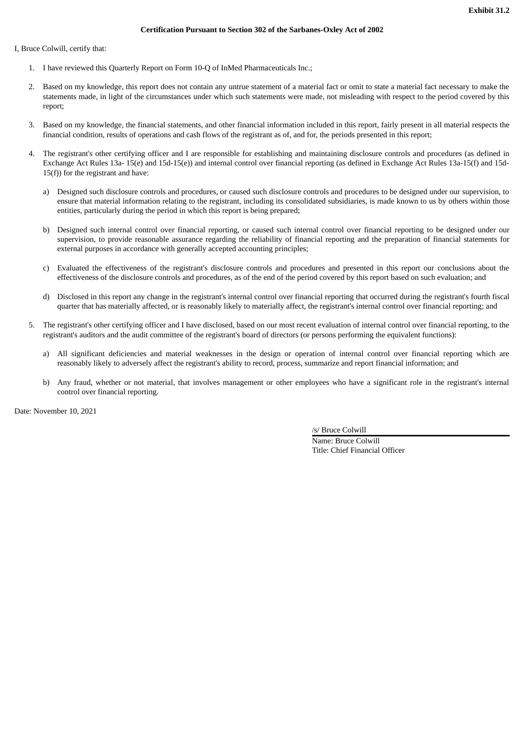**Exhibit 31.2**

**Certification Pursuant to Section 302 of the Sarbanes-Oxley Act of 2002**

I, Bruce Colwill, certify that:

1. I have reviewed this Quarterly Report on Form 10-Q of InMed Pharmaceuticals Inc.;

2. Based on my knowledge, this report does not contain any untrue statement of a material fact or omit to state a material fact necessary to make the statements made, in light of the circumstances under which such statements were made, not misleading with respect to the period covered by this report;

3. Based on my knowledge, the financial statements, and other financial information included in this report, fairly present in all material respects the financial condition, results of operations and cash flows of the registrant as of, and for, the periods presented in this report;

4. The registrant's other certifying officer and I are responsible for establishing and maintaining disclosure controls and procedures (as defined in Exchange Act Rules 13a- 15(e) and 15d-15(e)) and internal control over financial reporting (as defined in Exchange Act Rules 13a-15(f) and 15d-15(f)) for the registrant and have:

   a) Designed such disclosure controls and procedures, or caused such disclosure controls and procedures to be designed under our supervision, to ensure that material information relating to the registrant, including its consolidated subsidiaries, is made known to us by others within those entities, particularly during the period in which this report is being prepared;

   b) Designed such internal control over financial reporting, or caused such internal control over financial reporting to be designed under our supervision, to provide reasonable assurance regarding the reliability of financial reporting and the preparation of financial statements for external purposes in accordance with generally accepted accounting principles;

   c) Evaluated the effectiveness of the registrant's disclosure controls and procedures and presented in this report our conclusions about the effectiveness of the disclosure controls and procedures, as of the end of the period covered by this report based on such evaluation; and

   d) Disclosed in this report any change in the registrant's internal control over financial reporting that occurred during the registrant's fourth fiscal quarter that has materially affected, or is reasonably likely to materially affect, the registrant's internal control over financial reporting; and

5. The registrant's other certifying officer and I have disclosed, based on our most recent evaluation of internal control over financial reporting, to the registrant's auditors and the audit committee of the registrant's board of directors (or persons performing the equivalent functions):

   a) All significant deficiencies and material weaknesses in the design or operation of internal control over financial reporting which are reasonably likely to adversely affect the registrant's ability to record, process, summarize and report financial information; and

   b) Any fraud, whether or not material, that involves management or other employees who have a significant role in the registrant's internal control over financial reporting.

Date: November 10, 2021

/s/ Bruce Colwill

Name: Bruce Colwill
Title: Chief Financial Officer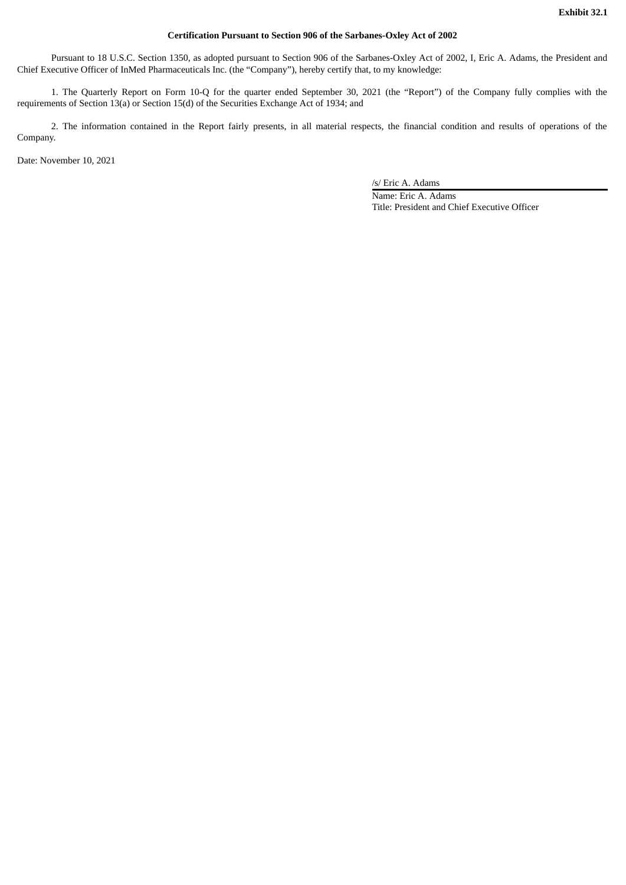**Exhibit 32.1**

**Certification Pursuant to Section 906 of the Sarbanes-Oxley Act of 2002**

Pursuant to 18 U.S.C. Section 1350, as adopted pursuant to Section 906 of the Sarbanes-Oxley Act of 2002, I, Eric A. Adams, the President and Chief Executive Officer of InMed Pharmaceuticals Inc. (the "Company"), hereby certify that, to my knowledge:

1. The Quarterly Report on Form 10-Q for the quarter ended September 30, 2021 (the "Report") of the Company fully complies with the requirements of Section 13(a) or Section 15(d) of the Securities Exchange Act of 1934; and

2. The information contained in the Report fairly presents, in all material respects, the financial condition and results of operations of the Company.

Date: November 10, 2021

/s/ Eric A. Adams

Name: Eric A. Adams

Title: President and Chief Executive Officer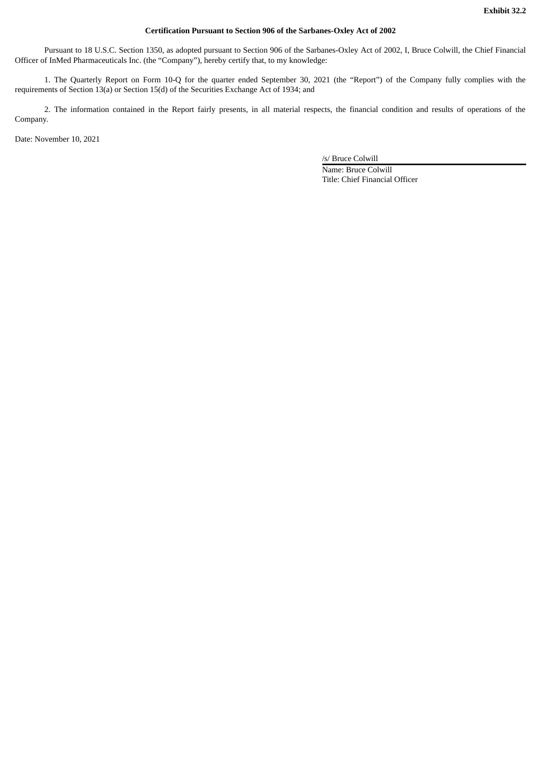**Exhibit 32.2**

**Certification Pursuant to Section 906 of the Sarbanes-Oxley Act of 2002**

Pursuant to 18 U.S.C. Section 1350, as adopted pursuant to Section 906 of the Sarbanes-Oxley Act of 2002, I, Bruce Colwill, the Chief Financial Officer of InMed Pharmaceuticals Inc. (the "Company"), hereby certify that, to my knowledge:

1. The Quarterly Report on Form 10-Q for the quarter ended September 30, 2021 (the "Report") of the Company fully complies with the requirements of Section 13(a) or Section 15(d) of the Securities Exchange Act of 1934; and

2. The information contained in the Report fairly presents, in all material respects, the financial condition and results of operations of the Company.

Date: November 10, 2021

/s/ Bruce Colwill

Name: Bruce Colwill
Title: Chief Financial Officer